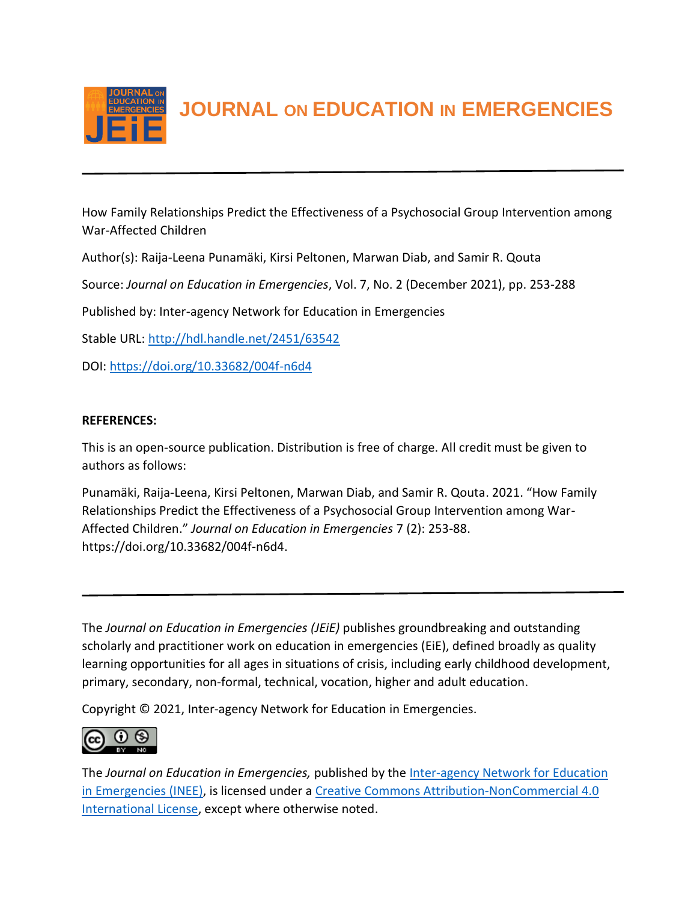# JOURNAL ON EDUCATION IN EMERGENCIES

---

How Family Relationships Predict the Effectiveness of a Psychosocial Group Intervention among War-Affected Children

Author(s): Raija-Leena Punamäki, Kirsi Peltonen, Marwan Diab, and Samir R. Qouta

Source: *Journal on Education in Emergencies*, Vol. 7, No. 2 (December 2021), pp. 253-288

Published by: Inter-agency Network for Education in Emergencies

Stable URL: http://hdl.handle.net/2451/63542

DOI: https://doi.org/10.33682/004f-n6d4

**REFERENCES:**

This is an open-source publication. Distribution is free of charge. All credit must be given to authors as follows:

Punamäki, Raija-Leena, Kirsi Peltonen, Marwan Diab, and Samir R. Qouta. 2021. "How Family Relationships Predict the Effectiveness of a Psychosocial Group Intervention among War-Affected Children." *Journal on Education in Emergencies* 7 (2): 253-88. https://doi.org/10.33682/004f-n6d4.

---

The *Journal on Education in Emergencies (JEiE)* publishes groundbreaking and outstanding scholarly and practitioner work on education in emergencies (EiE), defined broadly as quality learning opportunities for all ages in situations of crisis, including early childhood development, primary, secondary, non-formal, technical, vocation, higher and adult education.

Copyright © 2021, Inter-agency Network for Education in Emergencies.

The *Journal on Education in Emergencies,* published by the Inter-agency Network for Education in Emergencies (INEE), is licensed under a Creative Commons Attribution-NonCommercial 4.0 International License, except where otherwise noted.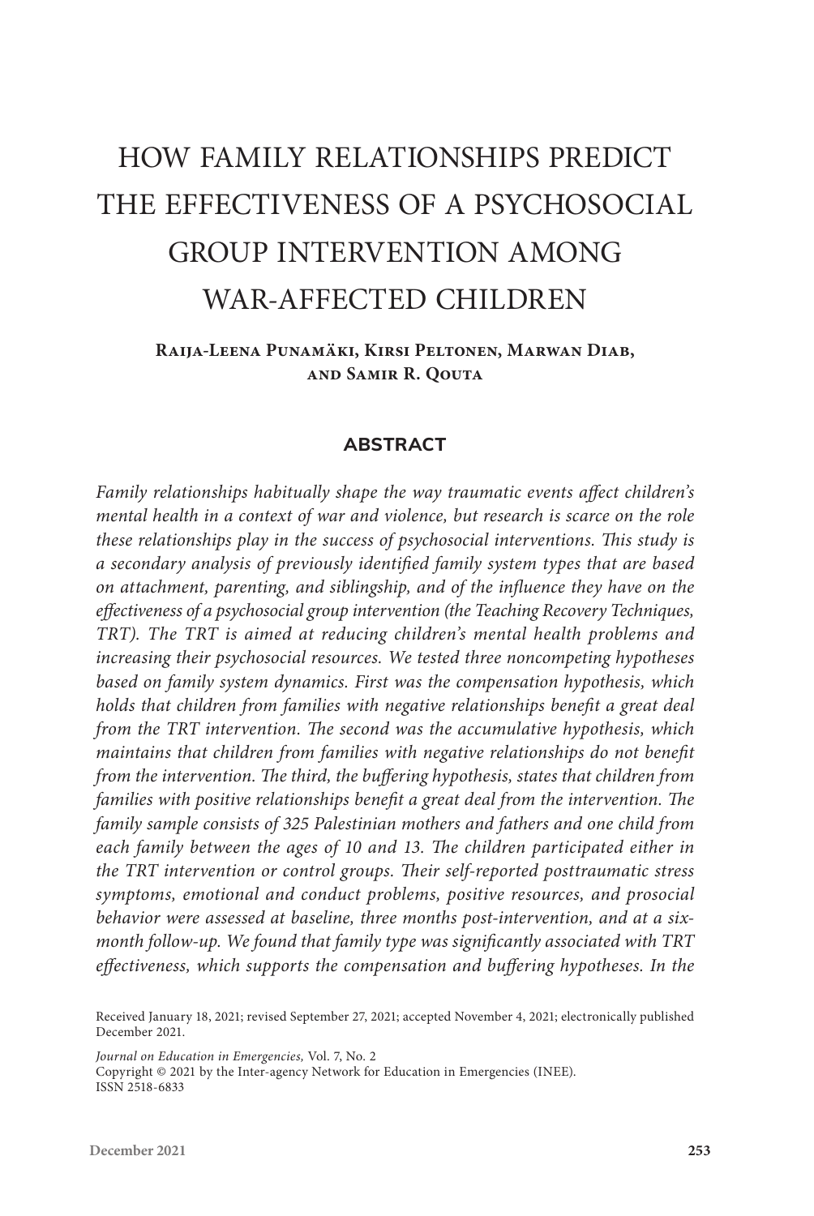# HOW FAMILY RELATIONSHIPS PREDICT THE EFFECTIVENESS OF A PSYCHOSOCIAL GROUP INTERVENTION AMONG WAR-AFFECTED CHILDREN

**Raija-Leena Punamäki, Kirsi Peltonen, Marwan Diab, and Samir R. Qouta**

## ABSTRACT

*Family relationships habitually shape the way traumatic events affect children's mental health in a context of war and violence, but research is scarce on the role these relationships play in the success of psychosocial interventions. This study is a secondary analysis of previously identified family system types that are based on attachment, parenting, and siblingship, and of the influence they have on the effectiveness of a psychosocial group intervention (the Teaching Recovery Techniques, TRT). The TRT is aimed at reducing children's mental health problems and increasing their psychosocial resources. We tested three noncompeting hypotheses based on family system dynamics. First was the compensation hypothesis, which holds that children from families with negative relationships benefit a great deal from the TRT intervention. The second was the accumulative hypothesis, which maintains that children from families with negative relationships do not benefit from the intervention. The third, the buffering hypothesis, states that children from families with positive relationships benefit a great deal from the intervention. The family sample consists of 325 Palestinian mothers and fathers and one child from each family between the ages of 10 and 13. The children participated either in the TRT intervention or control groups. Their self-reported posttraumatic stress symptoms, emotional and conduct problems, positive resources, and prosocial behavior were assessed at baseline, three months post-intervention, and at a six-month follow-up. We found that family type was significantly associated with TRT effectiveness, which supports the compensation and buffering hypotheses. In the*

Received January 18, 2021; revised September 27, 2021; accepted November 4, 2021; electronically published December 2021.

*Journal on Education in Emergencies,* Vol. 7, No. 2
Copyright © 2021 by the Inter-agency Network for Education in Emergencies (INEE).
ISSN 2518-6833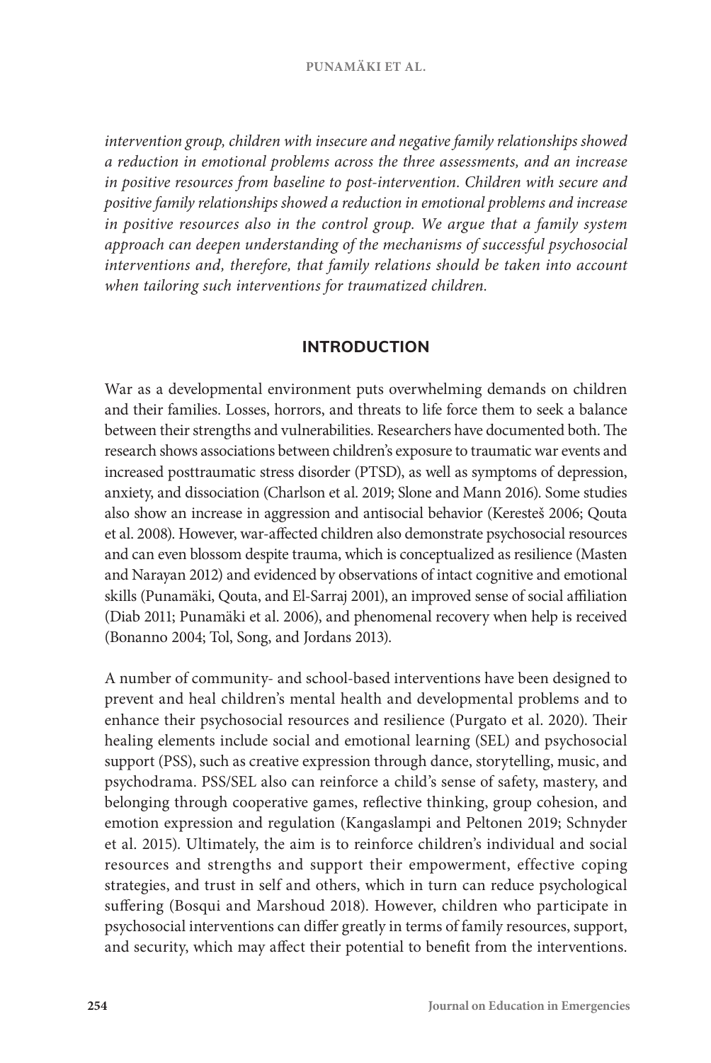*intervention group, children with insecure and negative family relationships showed a reduction in emotional problems across the three assessments, and an increase in positive resources from baseline to post-intervention. Children with secure and positive family relationships showed a reduction in emotional problems and increase in positive resources also in the control group. We argue that a family system approach can deepen understanding of the mechanisms of successful psychosocial interventions and, therefore, that family relations should be taken into account when tailoring such interventions for traumatized children.*

## INTRODUCTION

War as a developmental environment puts overwhelming demands on children and their families. Losses, horrors, and threats to life force them to seek a balance between their strengths and vulnerabilities. Researchers have documented both. The research shows associations between children's exposure to traumatic war events and increased posttraumatic stress disorder (PTSD), as well as symptoms of depression, anxiety, and dissociation (Charlson et al. 2019; Slone and Mann 2016). Some studies also show an increase in aggression and antisocial behavior (Kerestes̆ 2006; Qouta et al. 2008). However, war-affected children also demonstrate psychosocial resources and can even blossom despite trauma, which is conceptualized as resilience (Masten and Narayan 2012) and evidenced by observations of intact cognitive and emotional skills (Punamäki, Qouta, and El-Sarraj 2001), an improved sense of social affiliation (Diab 2011; Punamäki et al. 2006), and phenomenal recovery when help is received (Bonanno 2004; Tol, Song, and Jordans 2013).

A number of community- and school-based interventions have been designed to prevent and heal children's mental health and developmental problems and to enhance their psychosocial resources and resilience (Purgato et al. 2020). Their healing elements include social and emotional learning (SEL) and psychosocial support (PSS), such as creative expression through dance, storytelling, music, and psychodrama. PSS/SEL also can reinforce a child's sense of safety, mastery, and belonging through cooperative games, reflective thinking, group cohesion, and emotion expression and regulation (Kangaslampi and Peltonen 2019; Schnyder et al. 2015). Ultimately, the aim is to reinforce children's individual and social resources and strengths and support their empowerment, effective coping strategies, and trust in self and others, which in turn can reduce psychological suffering (Bosqui and Marshoud 2018). However, children who participate in psychosocial interventions can differ greatly in terms of family resources, support, and security, which may affect their potential to benefit from the interventions.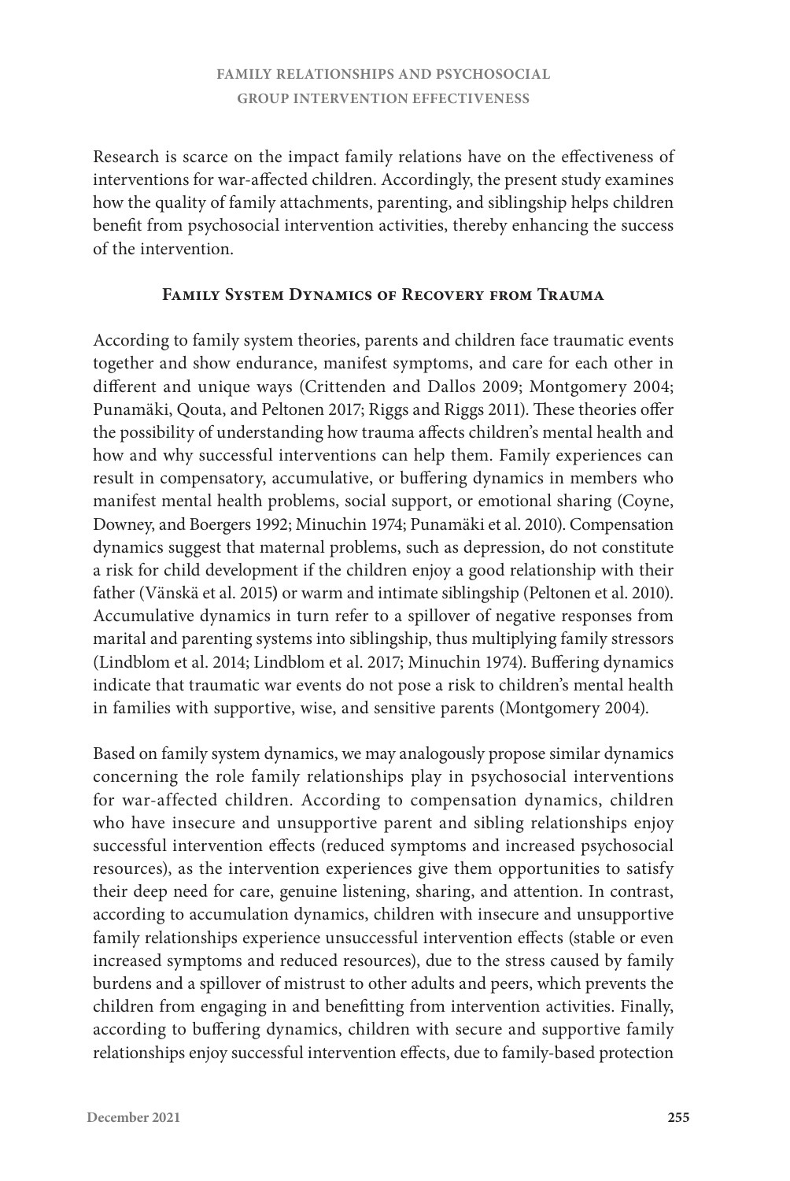## Family Relationships and Psychosocial Group Intervention Effectiveness

Research is scarce on the impact family relations have on the effectiveness of interventions for war-affected children. Accordingly, the present study examines how the quality of family attachments, parenting, and siblingship helps children benefit from psychosocial intervention activities, thereby enhancing the success of the intervention.

### Family System Dynamics of Recovery from Trauma

According to family system theories, parents and children face traumatic events together and show endurance, manifest symptoms, and care for each other in different and unique ways (Crittenden and Dallos 2009; Montgomery 2004; Punamäki, Qouta, and Peltonen 2017; Riggs and Riggs 2011). These theories offer the possibility of understanding how trauma affects children's mental health and how and why successful interventions can help them. Family experiences can result in compensatory, accumulative, or buffering dynamics in members who manifest mental health problems, social support, or emotional sharing (Coyne, Downey, and Boergers 1992; Minuchin 1974; Punamäki et al. 2010). Compensation dynamics suggest that maternal problems, such as depression, do not constitute a risk for child development if the children enjoy a good relationship with their father (Vänskä et al. 2015) or warm and intimate siblingship (Peltonen et al. 2010). Accumulative dynamics in turn refer to a spillover of negative responses from marital and parenting systems into siblingship, thus multiplying family stressors (Lindblom et al. 2014; Lindblom et al. 2017; Minuchin 1974). Buffering dynamics indicate that traumatic war events do not pose a risk to children's mental health in families with supportive, wise, and sensitive parents (Montgomery 2004).

Based on family system dynamics, we may analogously propose similar dynamics concerning the role family relationships play in psychosocial interventions for war-affected children. According to compensation dynamics, children who have insecure and unsupportive parent and sibling relationships enjoy successful intervention effects (reduced symptoms and increased psychosocial resources), as the intervention experiences give them opportunities to satisfy their deep need for care, genuine listening, sharing, and attention. In contrast, according to accumulation dynamics, children with insecure and unsupportive family relationships experience unsuccessful intervention effects (stable or even increased symptoms and reduced resources), due to the stress caused by family burdens and a spillover of mistrust to other adults and peers, which prevents the children from engaging in and benefitting from intervention activities. Finally, according to buffering dynamics, children with secure and supportive family relationships enjoy successful intervention effects, due to family-based protection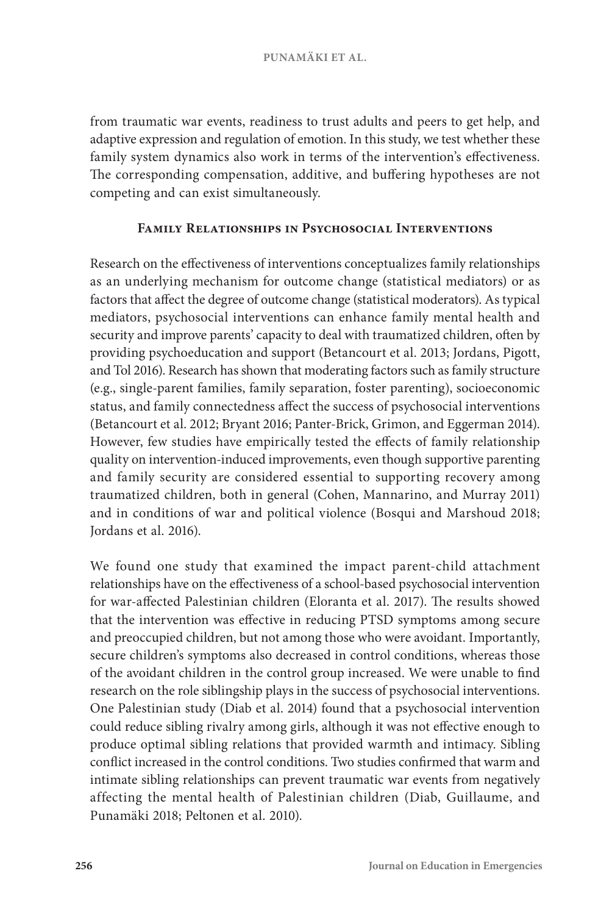from traumatic war events, readiness to trust adults and peers to get help, and adaptive expression and regulation of emotion. In this study, we test whether these family system dynamics also work in terms of the intervention's effectiveness. The corresponding compensation, additive, and buffering hypotheses are not competing and can exist simultaneously.

## Family Relationships in Psychosocial Interventions

Research on the effectiveness of interventions conceptualizes family relationships as an underlying mechanism for outcome change (statistical mediators) or as factors that affect the degree of outcome change (statistical moderators). As typical mediators, psychosocial interventions can enhance family mental health and security and improve parents' capacity to deal with traumatized children, often by providing psychoeducation and support (Betancourt et al. 2013; Jordans, Pigott, and Tol 2016). Research has shown that moderating factors such as family structure (e.g., single-parent families, family separation, foster parenting), socioeconomic status, and family connectedness affect the success of psychosocial interventions (Betancourt et al. 2012; Bryant 2016; Panter-Brick, Grimon, and Eggerman 2014). However, few studies have empirically tested the effects of family relationship quality on intervention-induced improvements, even though supportive parenting and family security are considered essential to supporting recovery among traumatized children, both in general (Cohen, Mannarino, and Murray 2011) and in conditions of war and political violence (Bosqui and Marshoud 2018; Jordans et al. 2016).

We found one study that examined the impact parent-child attachment relationships have on the effectiveness of a school-based psychosocial intervention for war-affected Palestinian children (Eloranta et al. 2017). The results showed that the intervention was effective in reducing PTSD symptoms among secure and preoccupied children, but not among those who were avoidant. Importantly, secure children's symptoms also decreased in control conditions, whereas those of the avoidant children in the control group increased. We were unable to find research on the role siblingship plays in the success of psychosocial interventions. One Palestinian study (Diab et al. 2014) found that a psychosocial intervention could reduce sibling rivalry among girls, although it was not effective enough to produce optimal sibling relations that provided warmth and intimacy. Sibling conflict increased in the control conditions. Two studies confirmed that warm and intimate sibling relationships can prevent traumatic war events from negatively affecting the mental health of Palestinian children (Diab, Guillaume, and Punamäki 2018; Peltonen et al. 2010).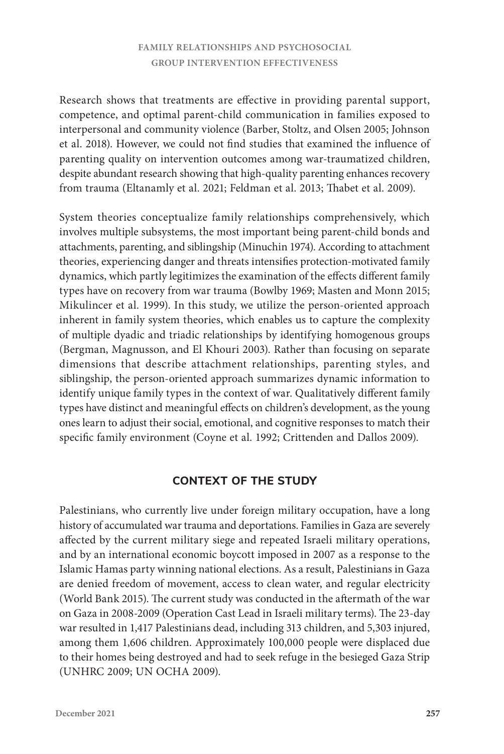## FAMILY RELATIONSHIPS AND PSYCHOSOCIAL GROUP INTERVENTION EFFECTIVENESS

Research shows that treatments are effective in providing parental support, competence, and optimal parent-child communication in families exposed to interpersonal and community violence (Barber, Stoltz, and Olsen 2005; Johnson et al. 2018). However, we could not find studies that examined the influence of parenting quality on intervention outcomes among war-traumatized children, despite abundant research showing that high-quality parenting enhances recovery from trauma (Eltanamly et al. 2021; Feldman et al. 2013; Thabet et al. 2009).

System theories conceptualize family relationships comprehensively, which involves multiple subsystems, the most important being parent-child bonds and attachments, parenting, and siblingship (Minuchin 1974). According to attachment theories, experiencing danger and threats intensifies protection-motivated family dynamics, which partly legitimizes the examination of the effects different family types have on recovery from war trauma (Bowlby 1969; Masten and Monn 2015; Mikulincer et al. 1999). In this study, we utilize the person-oriented approach inherent in family system theories, which enables us to capture the complexity of multiple dyadic and triadic relationships by identifying homogenous groups (Bergman, Magnusson, and El Khouri 2003). Rather than focusing on separate dimensions that describe attachment relationships, parenting styles, and siblingship, the person-oriented approach summarizes dynamic information to identify unique family types in the context of war. Qualitatively different family types have distinct and meaningful effects on children's development, as the young ones learn to adjust their social, emotional, and cognitive responses to match their specific family environment (Coyne et al. 1992; Crittenden and Dallos 2009).

## CONTEXT OF THE STUDY

Palestinians, who currently live under foreign military occupation, have a long history of accumulated war trauma and deportations. Families in Gaza are severely affected by the current military siege and repeated Israeli military operations, and by an international economic boycott imposed in 2007 as a response to the Islamic Hamas party winning national elections. As a result, Palestinians in Gaza are denied freedom of movement, access to clean water, and regular electricity (World Bank 2015). The current study was conducted in the aftermath of the war on Gaza in 2008-2009 (Operation Cast Lead in Israeli military terms). The 23-day war resulted in 1,417 Palestinians dead, including 313 children, and 5,303 injured, among them 1,606 children. Approximately 100,000 people were displaced due to their homes being destroyed and had to seek refuge in the besieged Gaza Strip (UNHRC 2009; UN OCHA 2009).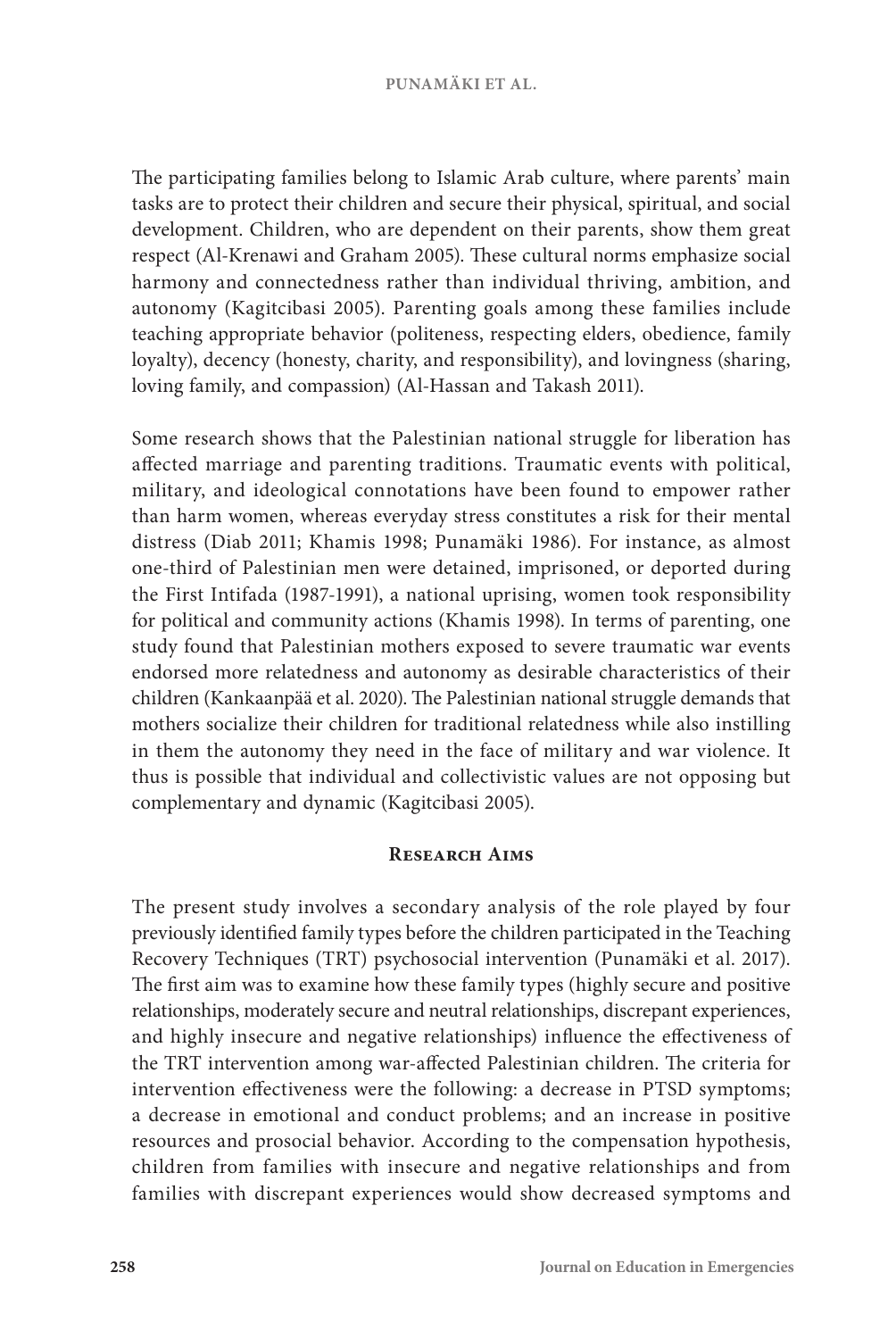The participating families belong to Islamic Arab culture, where parents' main tasks are to protect their children and secure their physical, spiritual, and social development. Children, who are dependent on their parents, show them great respect (Al-Krenawi and Graham 2005). These cultural norms emphasize social harmony and connectedness rather than individual thriving, ambition, and autonomy (Kagitcibasi 2005). Parenting goals among these families include teaching appropriate behavior (politeness, respecting elders, obedience, family loyalty), decency (honesty, charity, and responsibility), and lovingness (sharing, loving family, and compassion) (Al-Hassan and Takash 2011).

Some research shows that the Palestinian national struggle for liberation has affected marriage and parenting traditions. Traumatic events with political, military, and ideological connotations have been found to empower rather than harm women, whereas everyday stress constitutes a risk for their mental distress (Diab 2011; Khamis 1998; Punamäki 1986). For instance, as almost one-third of Palestinian men were detained, imprisoned, or deported during the First Intifada (1987-1991), a national uprising, women took responsibility for political and community actions (Khamis 1998). In terms of parenting, one study found that Palestinian mothers exposed to severe traumatic war events endorsed more relatedness and autonomy as desirable characteristics of their children (Kankaanpää et al. 2020). The Palestinian national struggle demands that mothers socialize their children for traditional relatedness while also instilling in them the autonomy they need in the face of military and war violence. It thus is possible that individual and collectivistic values are not opposing but complementary and dynamic (Kagitcibasi 2005).

## Research Aims

The present study involves a secondary analysis of the role played by four previously identified family types before the children participated in the Teaching Recovery Techniques (TRT) psychosocial intervention (Punamäki et al. 2017). The first aim was to examine how these family types (highly secure and positive relationships, moderately secure and neutral relationships, discrepant experiences, and highly insecure and negative relationships) influence the effectiveness of the TRT intervention among war-affected Palestinian children. The criteria for intervention effectiveness were the following: a decrease in PTSD symptoms; a decrease in emotional and conduct problems; and an increase in positive resources and prosocial behavior. According to the compensation hypothesis, children from families with insecure and negative relationships and from families with discrepant experiences would show decreased symptoms and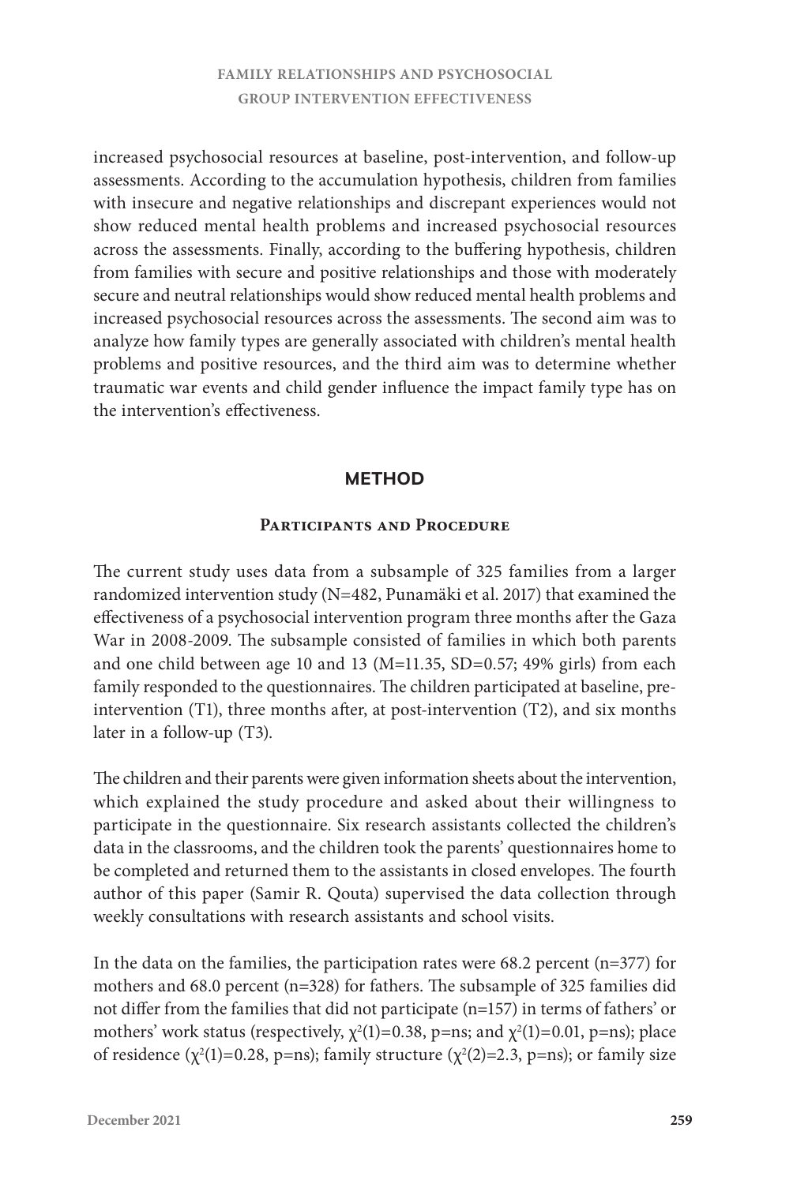increased psychosocial resources at baseline, post-intervention, and follow-up assessments. According to the accumulation hypothesis, children from families with insecure and negative relationships and discrepant experiences would not show reduced mental health problems and increased psychosocial resources across the assessments. Finally, according to the buffering hypothesis, children from families with secure and positive relationships and those with moderately secure and neutral relationships would show reduced mental health problems and increased psychosocial resources across the assessments. The second aim was to analyze how family types are generally associated with children's mental health problems and positive resources, and the third aim was to determine whether traumatic war events and child gender influence the impact family type has on the intervention's effectiveness.

## METHOD

### Participants and Procedure

The current study uses data from a subsample of 325 families from a larger randomized intervention study (N=482, Punamäki et al. 2017) that examined the effectiveness of a psychosocial intervention program three months after the Gaza War in 2008-2009. The subsample consisted of families in which both parents and one child between age 10 and 13 (M=11.35, SD=0.57; 49% girls) from each family responded to the questionnaires. The children participated at baseline, pre-intervention (T1), three months after, at post-intervention (T2), and six months later in a follow-up (T3).

The children and their parents were given information sheets about the intervention, which explained the study procedure and asked about their willingness to participate in the questionnaire. Six research assistants collected the children's data in the classrooms, and the children took the parents' questionnaires home to be completed and returned them to the assistants in closed envelopes. The fourth author of this paper (Samir R. Qouta) supervised the data collection through weekly consultations with research assistants and school visits.

In the data on the families, the participation rates were 68.2 percent (n=377) for mothers and 68.0 percent (n=328) for fathers. The subsample of 325 families did not differ from the families that did not participate (n=157) in terms of fathers' or mothers' work status (respectively, $\chi^2(1)=0.38$, p=ns; and $\chi^2(1)=0.01$, p=ns); place of residence ($\chi^2(1)=0.28$, p=ns); family structure ($\chi^2(2)=2.3$, p=ns); or family size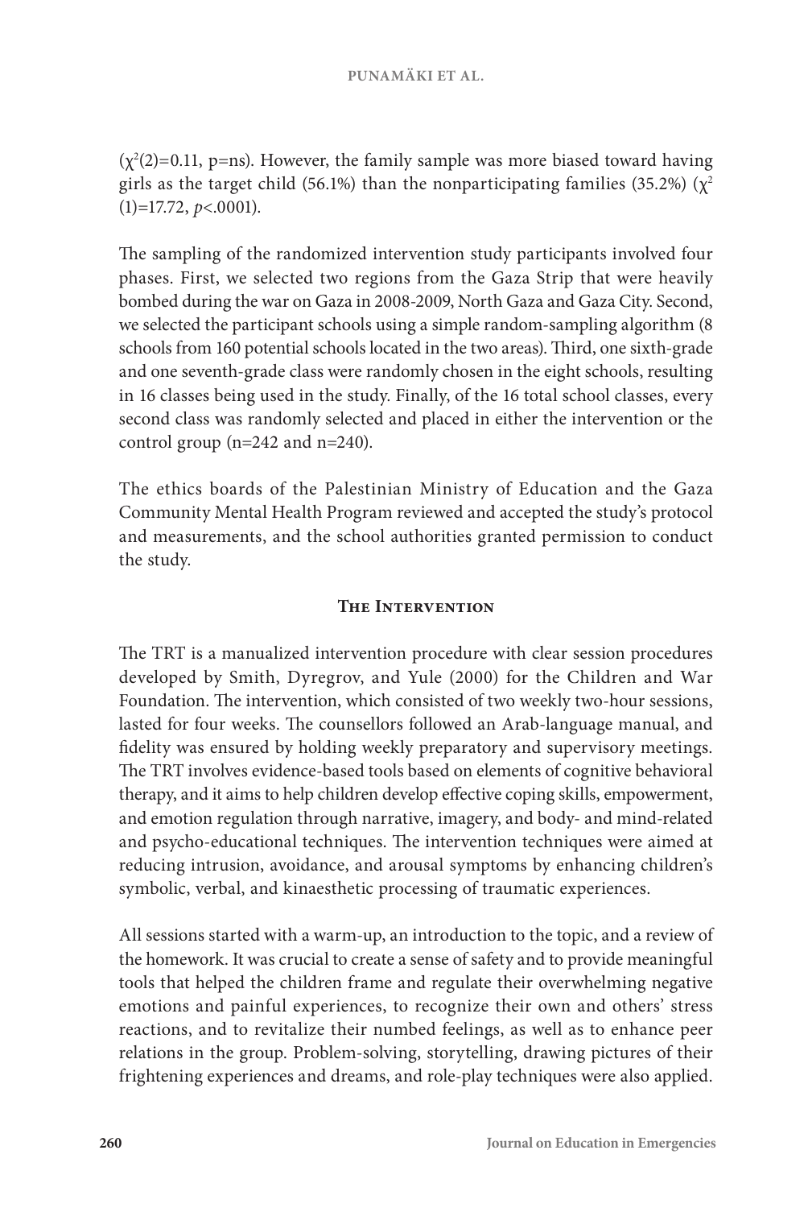($\chi^2(2)=0.11$, p=ns). However, the family sample was more biased toward having girls as the target child (56.1%) than the nonparticipating families (35.2%) ($\chi^2(1)=17.72$, $p<.0001$).

The sampling of the randomized intervention study participants involved four phases. First, we selected two regions from the Gaza Strip that were heavily bombed during the war on Gaza in 2008-2009, North Gaza and Gaza City. Second, we selected the participant schools using a simple random-sampling algorithm (8 schools from 160 potential schools located in the two areas). Third, one sixth-grade and one seventh-grade class were randomly chosen in the eight schools, resulting in 16 classes being used in the study. Finally, of the 16 total school classes, every second class was randomly selected and placed in either the intervention or the control group (n=242 and n=240).

The ethics boards of the Palestinian Ministry of Education and the Gaza Community Mental Health Program reviewed and accepted the study's protocol and measurements, and the school authorities granted permission to conduct the study.

## The Intervention

The TRT is a manualized intervention procedure with clear session procedures developed by Smith, Dyregrov, and Yule (2000) for the Children and War Foundation. The intervention, which consisted of two weekly two-hour sessions, lasted for four weeks. The counsellors followed an Arab-language manual, and fidelity was ensured by holding weekly preparatory and supervisory meetings. The TRT involves evidence-based tools based on elements of cognitive behavioral therapy, and it aims to help children develop effective coping skills, empowerment, and emotion regulation through narrative, imagery, and body- and mind-related and psycho-educational techniques. The intervention techniques were aimed at reducing intrusion, avoidance, and arousal symptoms by enhancing children's symbolic, verbal, and kinaesthetic processing of traumatic experiences.

All sessions started with a warm-up, an introduction to the topic, and a review of the homework. It was crucial to create a sense of safety and to provide meaningful tools that helped the children frame and regulate their overwhelming negative emotions and painful experiences, to recognize their own and others' stress reactions, and to revitalize their numbed feelings, as well as to enhance peer relations in the group. Problem-solving, storytelling, drawing pictures of their frightening experiences and dreams, and role-play techniques were also applied.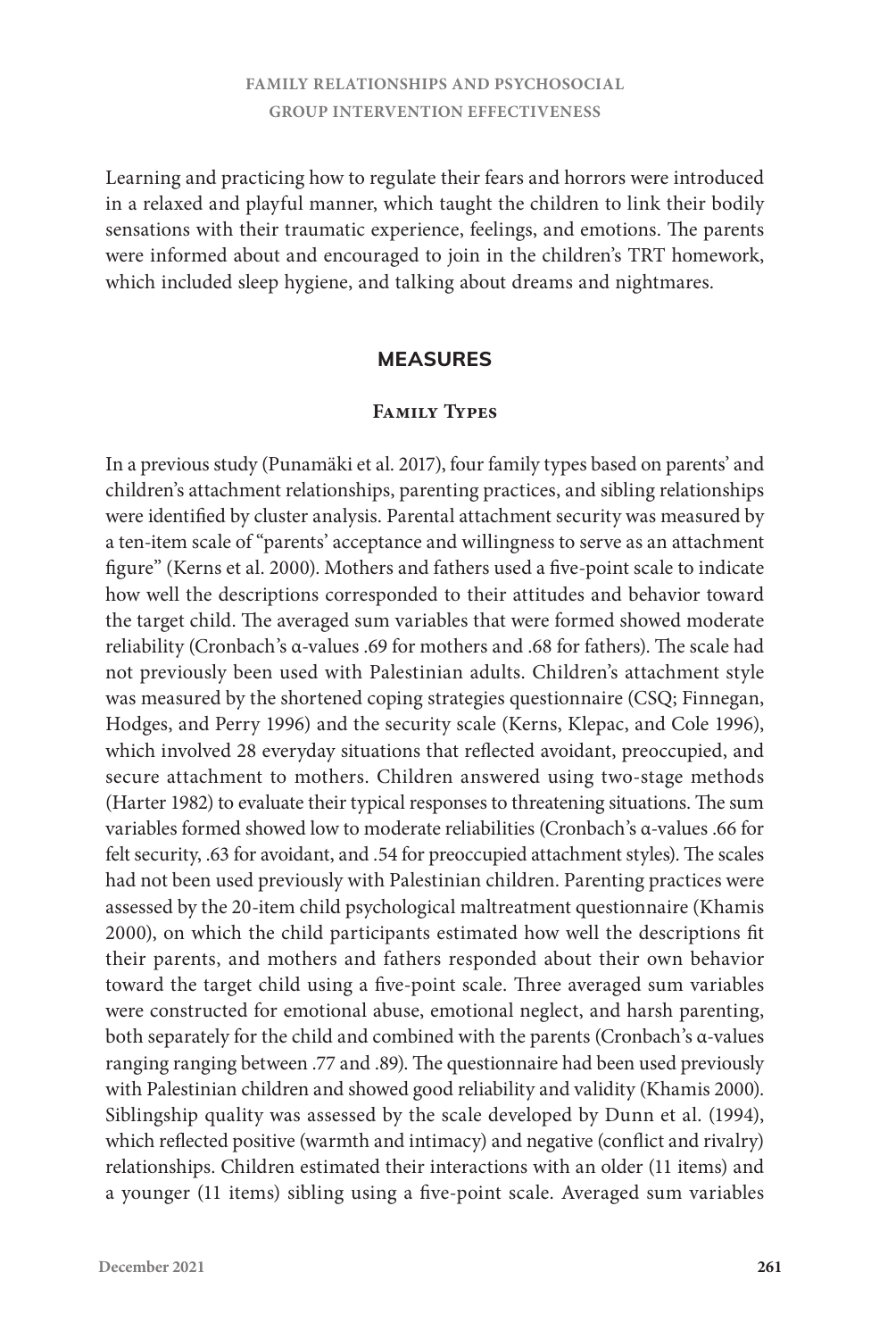Learning and practicing how to regulate their fears and horrors were introduced in a relaxed and playful manner, which taught the children to link their bodily sensations with their traumatic experience, feelings, and emotions. The parents were informed about and encouraged to join in the children's TRT homework, which included sleep hygiene, and talking about dreams and nightmares.

## MEASURES

### Family Types

In a previous study (Punamäki et al. 2017), four family types based on parents' and children's attachment relationships, parenting practices, and sibling relationships were identified by cluster analysis. Parental attachment security was measured by a ten-item scale of "parents' acceptance and willingness to serve as an attachment figure" (Kerns et al. 2000). Mothers and fathers used a five-point scale to indicate how well the descriptions corresponded to their attitudes and behavior toward the target child. The averaged sum variables that were formed showed moderate reliability (Cronbach's α-values .69 for mothers and .68 for fathers). The scale had not previously been used with Palestinian adults. Children's attachment style was measured by the shortened coping strategies questionnaire (CSQ; Finnegan, Hodges, and Perry 1996) and the security scale (Kerns, Klepac, and Cole 1996), which involved 28 everyday situations that reflected avoidant, preoccupied, and secure attachment to mothers. Children answered using two-stage methods (Harter 1982) to evaluate their typical responses to threatening situations. The sum variables formed showed low to moderate reliabilities (Cronbach's α-values .66 for felt security, .63 for avoidant, and .54 for preoccupied attachment styles). The scales had not been used previously with Palestinian children. Parenting practices were assessed by the 20-item child psychological maltreatment questionnaire (Khamis 2000), on which the child participants estimated how well the descriptions fit their parents, and mothers and fathers responded about their own behavior toward the target child using a five-point scale. Three averaged sum variables were constructed for emotional abuse, emotional neglect, and harsh parenting, both separately for the child and combined with the parents (Cronbach's α-values ranging ranging between .77 and .89). The questionnaire had been used previously with Palestinian children and showed good reliability and validity (Khamis 2000). Siblingship quality was assessed by the scale developed by Dunn et al. (1994), which reflected positive (warmth and intimacy) and negative (conflict and rivalry) relationships. Children estimated their interactions with an older (11 items) and a younger (11 items) sibling using a five-point scale. Averaged sum variables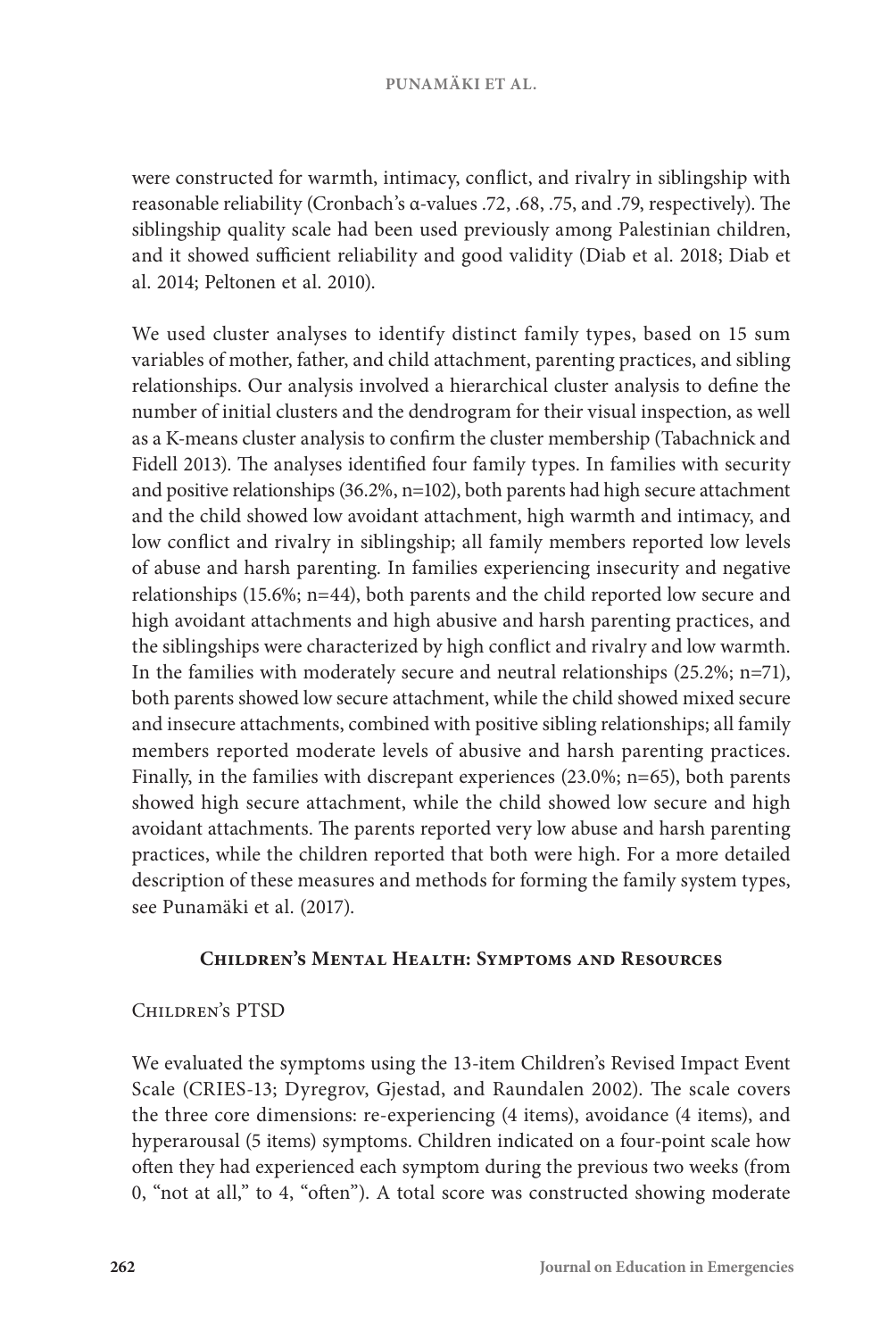were constructed for warmth, intimacy, conflict, and rivalry in siblingship with reasonable reliability (Cronbach's α-values .72, .68, .75, and .79, respectively). The siblingship quality scale had been used previously among Palestinian children, and it showed sufficient reliability and good validity (Diab et al. 2018; Diab et al. 2014; Peltonen et al. 2010).

We used cluster analyses to identify distinct family types, based on 15 sum variables of mother, father, and child attachment, parenting practices, and sibling relationships. Our analysis involved a hierarchical cluster analysis to define the number of initial clusters and the dendrogram for their visual inspection, as well as a K-means cluster analysis to confirm the cluster membership (Tabachnick and Fidell 2013). The analyses identified four family types. In families with security and positive relationships (36.2%, n=102), both parents had high secure attachment and the child showed low avoidant attachment, high warmth and intimacy, and low conflict and rivalry in siblingship; all family members reported low levels of abuse and harsh parenting. In families experiencing insecurity and negative relationships (15.6%; n=44), both parents and the child reported low secure and high avoidant attachments and high abusive and harsh parenting practices, and the siblingships were characterized by high conflict and rivalry and low warmth. In the families with moderately secure and neutral relationships (25.2%; n=71), both parents showed low secure attachment, while the child showed mixed secure and insecure attachments, combined with positive sibling relationships; all family members reported moderate levels of abusive and harsh parenting practices. Finally, in the families with discrepant experiences (23.0%; n=65), both parents showed high secure attachment, while the child showed low secure and high avoidant attachments. The parents reported very low abuse and harsh parenting practices, while the children reported that both were high. For a more detailed description of these measures and methods for forming the family system types, see Punamäki et al. (2017).

## Children's Mental Health: Symptoms and Resources

### Children's PTSD

We evaluated the symptoms using the 13-item Children's Revised Impact Event Scale (CRIES-13; Dyregrov, Gjestad, and Raundalen 2002). The scale covers the three core dimensions: re-experiencing (4 items), avoidance (4 items), and hyperarousal (5 items) symptoms. Children indicated on a four-point scale how often they had experienced each symptom during the previous two weeks (from 0, "not at all," to 4, "often"). A total score was constructed showing moderate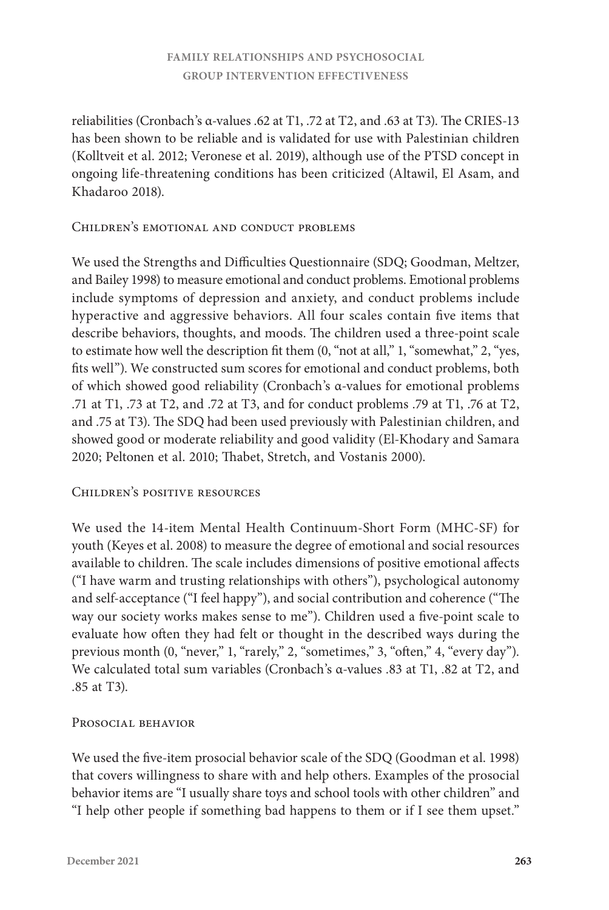reliabilities (Cronbach's α-values .62 at T1, .72 at T2, and .63 at T3). The CRIES-13 has been shown to be reliable and is validated for use with Palestinian children (Kolltveit et al. 2012; Veronese et al. 2019), although use of the PTSD concept in ongoing life-threatening conditions has been criticized (Altawil, El Asam, and Khadaroo 2018).

### Children's emotional and conduct problems

We used the Strengths and Difficulties Questionnaire (SDQ; Goodman, Meltzer, and Bailey 1998) to measure emotional and conduct problems. Emotional problems include symptoms of depression and anxiety, and conduct problems include hyperactive and aggressive behaviors. All four scales contain five items that describe behaviors, thoughts, and moods. The children used a three-point scale to estimate how well the description fit them (0, "not at all," 1, "somewhat," 2, "yes, fits well"). We constructed sum scores for emotional and conduct problems, both of which showed good reliability (Cronbach's α-values for emotional problems .71 at T1, .73 at T2, and .72 at T3, and for conduct problems .79 at T1, .76 at T2, and .75 at T3). The SDQ had been used previously with Palestinian children, and showed good or moderate reliability and good validity (El-Khodary and Samara 2020; Peltonen et al. 2010; Thabet, Stretch, and Vostanis 2000).

### Children's positive resources

We used the 14-item Mental Health Continuum-Short Form (MHC-SF) for youth (Keyes et al. 2008) to measure the degree of emotional and social resources available to children. The scale includes dimensions of positive emotional affects ("I have warm and trusting relationships with others"), psychological autonomy and self-acceptance ("I feel happy"), and social contribution and coherence ("The way our society works makes sense to me"). Children used a five-point scale to evaluate how often they had felt or thought in the described ways during the previous month (0, "never," 1, "rarely," 2, "sometimes," 3, "often," 4, "every day"). We calculated total sum variables (Cronbach's α-values .83 at T1, .82 at T2, and .85 at T3).

### Prosocial behavior

We used the five-item prosocial behavior scale of the SDQ (Goodman et al. 1998) that covers willingness to share with and help others. Examples of the prosocial behavior items are "I usually share toys and school tools with other children" and "I help other people if something bad happens to them or if I see them upset."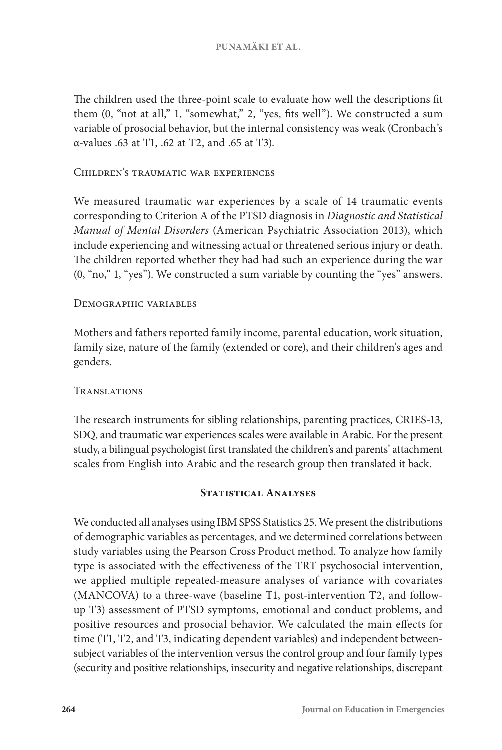The children used the three-point scale to evaluate how well the descriptions fit them (0, "not at all," 1, "somewhat," 2, "yes, fits well"). We constructed a sum variable of prosocial behavior, but the internal consistency was weak (Cronbach's α-values .63 at T1, .62 at T2, and .65 at T3).

#### Children's traumatic war experiences

We measured traumatic war experiences by a scale of 14 traumatic events corresponding to Criterion A of the PTSD diagnosis in *Diagnostic and Statistical Manual of Mental Disorders* (American Psychiatric Association 2013), which include experiencing and witnessing actual or threatened serious injury or death. The children reported whether they had had such an experience during the war (0, "no," 1, "yes"). We constructed a sum variable by counting the "yes" answers.

#### Demographic variables

Mothers and fathers reported family income, parental education, work situation, family size, nature of the family (extended or core), and their children's ages and genders.

#### Translations

The research instruments for sibling relationships, parenting practices, CRIES-13, SDQ, and traumatic war experiences scales were available in Arabic. For the present study, a bilingual psychologist first translated the children's and parents' attachment scales from English into Arabic and the research group then translated it back.

### Statistical Analyses

We conducted all analyses using IBM SPSS Statistics 25. We present the distributions of demographic variables as percentages, and we determined correlations between study variables using the Pearson Cross Product method. To analyze how family type is associated with the effectiveness of the TRT psychosocial intervention, we applied multiple repeated-measure analyses of variance with covariates (MANCOVA) to a three-wave (baseline T1, post-intervention T2, and follow-up T3) assessment of PTSD symptoms, emotional and conduct problems, and positive resources and prosocial behavior. We calculated the main effects for time (T1, T2, and T3, indicating dependent variables) and independent between-subject variables of the intervention versus the control group and four family types (security and positive relationships, insecurity and negative relationships, discrepant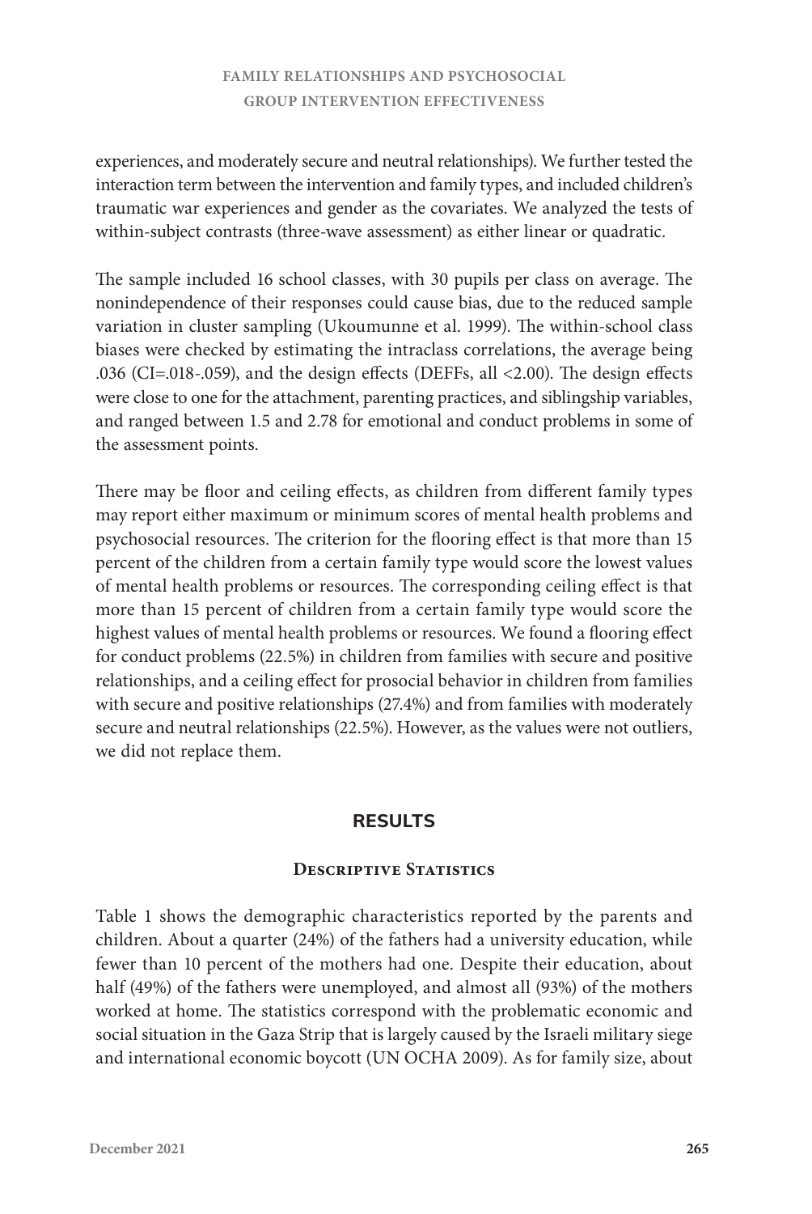experiences, and moderately secure and neutral relationships). We further tested the interaction term between the intervention and family types, and included children's traumatic war experiences and gender as the covariates. We analyzed the tests of within-subject contrasts (three-wave assessment) as either linear or quadratic.

The sample included 16 school classes, with 30 pupils per class on average. The nonindependence of their responses could cause bias, due to the reduced sample variation in cluster sampling (Ukoumunne et al. 1999). The within-school class biases were checked by estimating the intraclass correlations, the average being .036 (CI=.018-.059), and the design effects (DEFFs, all <2.00). The design effects were close to one for the attachment, parenting practices, and siblingship variables, and ranged between 1.5 and 2.78 for emotional and conduct problems in some of the assessment points.

There may be floor and ceiling effects, as children from different family types may report either maximum or minimum scores of mental health problems and psychosocial resources. The criterion for the flooring effect is that more than 15 percent of the children from a certain family type would score the lowest values of mental health problems or resources. The corresponding ceiling effect is that more than 15 percent of children from a certain family type would score the highest values of mental health problems or resources. We found a flooring effect for conduct problems (22.5%) in children from families with secure and positive relationships, and a ceiling effect for prosocial behavior in children from families with secure and positive relationships (27.4%) and from families with moderately secure and neutral relationships (22.5%). However, as the values were not outliers, we did not replace them.

## RESULTS

### Descriptive Statistics

Table 1 shows the demographic characteristics reported by the parents and children. About a quarter (24%) of the fathers had a university education, while fewer than 10 percent of the mothers had one. Despite their education, about half (49%) of the fathers were unemployed, and almost all (93%) of the mothers worked at home. The statistics correspond with the problematic economic and social situation in the Gaza Strip that is largely caused by the Israeli military siege and international economic boycott (UN OCHA 2009). As for family size, about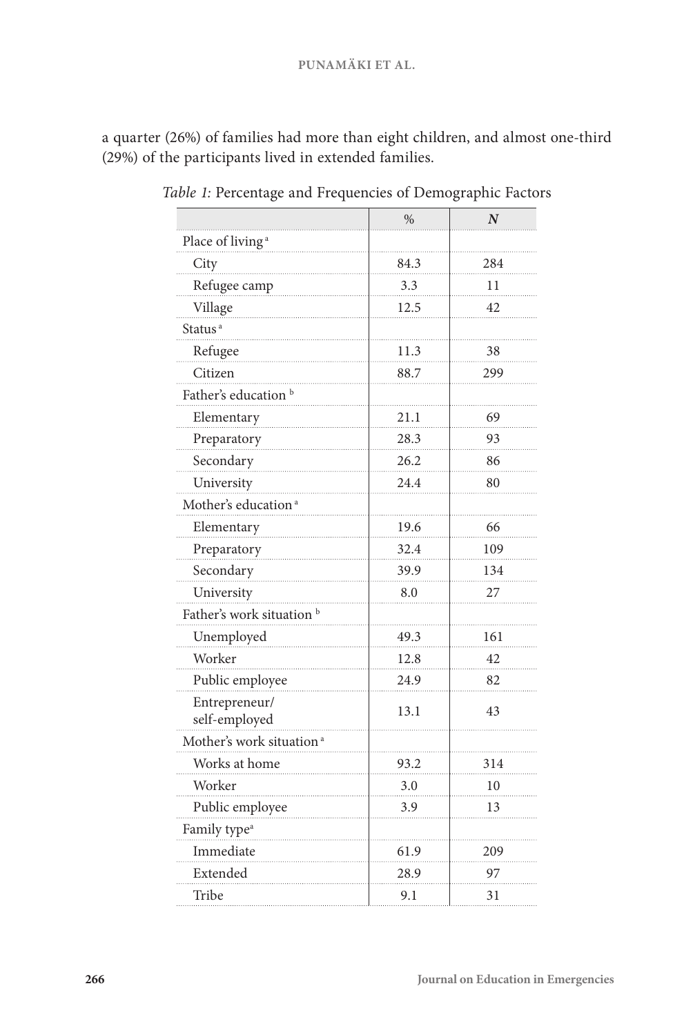a quarter (26%) of families had more than eight children, and almost one-third (29%) of the participants lived in extended families.

*Table 1:* Percentage and Frequencies of Demographic Factors

| | % | *N* |
|---|---|---|
| Place of living [a] | | |
| City | 84.3 | 284 |
| Refugee camp | 3.3 | 11 |
| Village | 12.5 | 42 |
| Status [a] | | |
| Refugee | 11.3 | 38 |
| Citizen | 88.7 | 299 |
| Father's education [b] | | |
| Elementary | 21.1 | 69 |
| Preparatory | 28.3 | 93 |
| Secondary | 26.2 | 86 |
| University | 24.4 | 80 |
| Mother's education [a] | | |
| Elementary | 19.6 | 66 |
| Preparatory | 32.4 | 109 |
| Secondary | 39.9 | 134 |
| University | 8.0 | 27 |
| Father's work situation [b] | | |
| Unemployed | 49.3 | 161 |
| Worker | 12.8 | 42 |
| Public employee | 24.9 | 82 |
| Entrepreneur/ self-employed | 13.1 | 43 |
| Mother's work situation [a] | | |
| Works at home | 93.2 | 314 |
| Worker | 3.0 | 10 |
| Public employee | 3.9 | 13 |
| Family type [a] | | |
| Immediate | 61.9 | 209 |
| Extended | 28.9 | 97 |
| Tribe | 9.1 | 31 |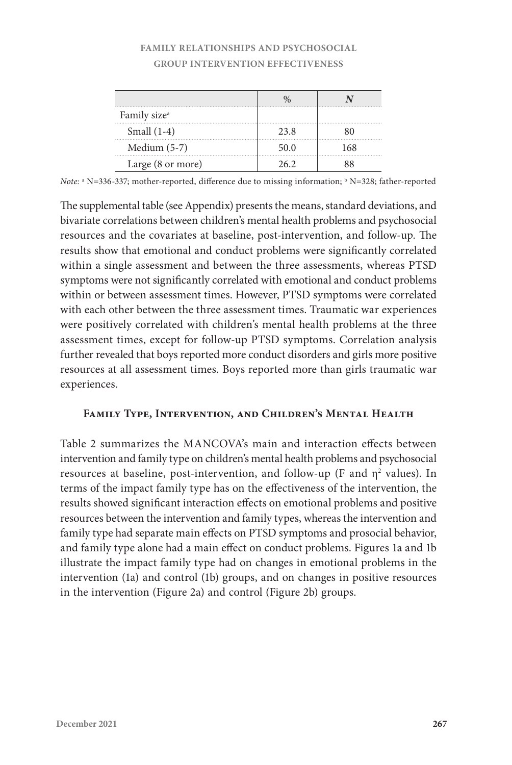| | % | *N* |
|---|---|---|
| Family size[a] | | |
| Small (1-4) | 23.8 | 80 |
| Medium (5-7) | 50.0 | 168 |
| Large (8 or more) | 26.2 | 88 |

*Note:* [a] N=336-337; mother-reported, difference due to missing information; [b] N=328; father-reported

The supplemental table (see Appendix) presents the means, standard deviations, and bivariate correlations between children's mental health problems and psychosocial resources and the covariates at baseline, post-intervention, and follow-up. The results show that emotional and conduct problems were significantly correlated within a single assessment and between the three assessments, whereas PTSD symptoms were not significantly correlated with emotional and conduct problems within or between assessment times. However, PTSD symptoms were correlated with each other between the three assessment times. Traumatic war experiences were positively correlated with children's mental health problems at the three assessment times, except for follow-up PTSD symptoms. Correlation analysis further revealed that boys reported more conduct disorders and girls more positive resources at all assessment times. Boys reported more than girls traumatic war experiences.

### Family Type, Intervention, and Children's Mental Health

Table 2 summarizes the MANCOVA's main and interaction effects between intervention and family type on children's mental health problems and psychosocial resources at baseline, post-intervention, and follow-up (F and $\eta^2$ values). In terms of the impact family type has on the effectiveness of the intervention, the results showed significant interaction effects on emotional problems and positive resources between the intervention and family types, whereas the intervention and family type had separate main effects on PTSD symptoms and prosocial behavior, and family type alone had a main effect on conduct problems. Figures 1a and 1b illustrate the impact family type had on changes in emotional problems in the intervention (1a) and control (1b) groups, and on changes in positive resources in the intervention (Figure 2a) and control (Figure 2b) groups.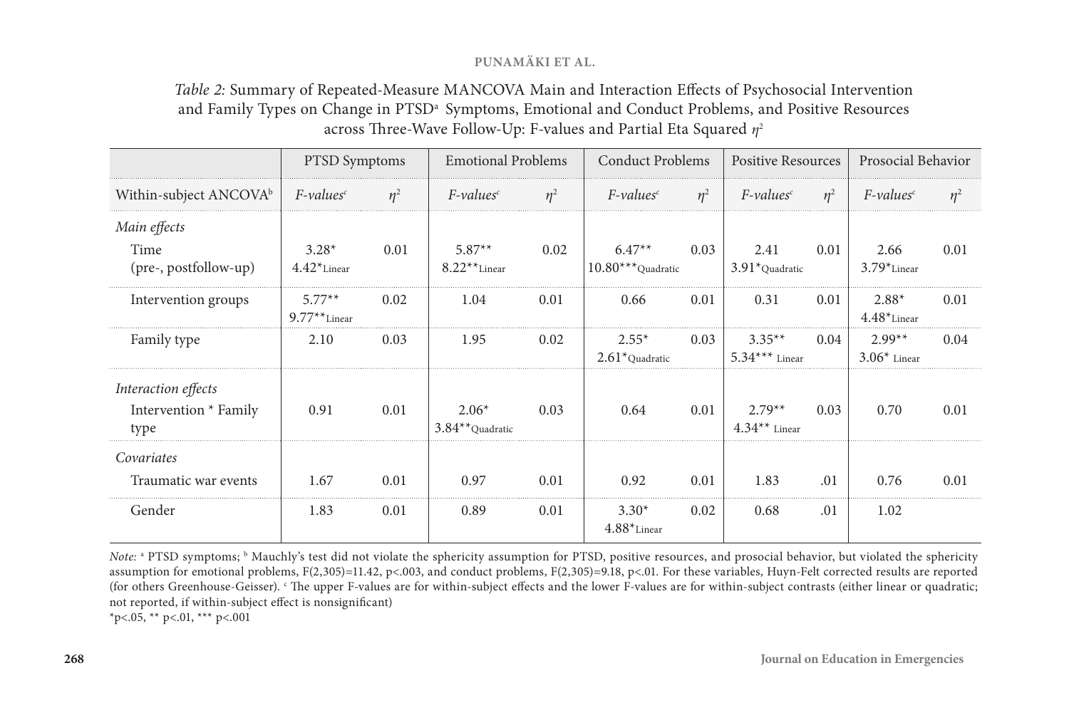*Table 2:* Summary of Repeated-Measure MANCOVA Main and Interaction Effects of Psychosocial Intervention and Family Types on Change in PTSD[a] Symptoms, Emotional and Conduct Problems, and Positive Resources across Three-Wave Follow-Up: F-values and Partial Eta Squared $\eta^2$

| | PTSD Symptoms | | Emotional Problems | | Conduct Problems | | Positive Resources | | Prosocial Behavior | |
|---|---|---|---|---|---|---|---|---|---|---|
| Within-subject ANCOVA[b] | *F-values*[c] | $\eta^2$ | *F-values*[c] | $\eta^2$ | *F-values*[c] | $\eta^2$ | *F-values*[c] | $\eta^2$ | *F-values*[c] | $\eta^2$ |
| *Main effects* | | | | | | | | | | |
| Time (pre-, postfollow-up) | 3.28* $4.42^{*}_{Linear}$ | 0.01 | 5.87** $8.22^{**}_{Linear}$ | 0.02 | 6.47** $10.80^{***}_{Quadratic}$ | 0.03 | 2.41 $3.91^{*}_{Quadratic}$ | 0.01 | 2.66 $3.79^{*}_{Linear}$ | 0.01 |
| Intervention groups | 5.77** $9.77^{**}_{Linear}$ | 0.02 | 1.04 | 0.01 | 0.66 | 0.01 | 0.31 | 0.01 | 2.88* $4.48^{*}_{Linear}$ | 0.01 |
| Family type | 2.10 | 0.03 | 1.95 | 0.02 | 2.55* $2.61^{*}_{Quadratic}$ | 0.03 | 3.35** $5.34^{***}_{Linear}$ | 0.04 | 2.99** $3.06^{*}_{Linear}$ | 0.04 |
| *Interaction effects* | | | | | | | | | | |
| Intervention * Family type | 0.91 | 0.01 | 2.06* $3.84^{**}_{Quadratic}$ | 0.03 | 0.64 | 0.01 | 2.79** $4.34^{**}_{Linear}$ | 0.03 | 0.70 | 0.01 |
| *Covariates* | | | | | | | | | | |
| Traumatic war events | 1.67 | 0.01 | 0.97 | 0.01 | 0.92 | 0.01 | 1.83 | .01 | 0.76 | 0.01 |
| Gender | 1.83 | 0.01 | 0.89 | 0.01 | 3.30* $4.88^{*}_{Linear}$ | 0.02 | 0.68 | .01 | 1.02 | |

*Note:* [a] PTSD symptoms; [b] Mauchly's test did not violate the sphericity assumption for PTSD, positive resources, and prosocial behavior, but violated the sphericity assumption for emotional problems, $F(2,305)=11.42$, $p<.003$, and conduct problems, $F(2,305)=9.18$, $p<.01$. For these variables, Huyn-Felt corrected results are reported (for others Greenhouse-Geisser). [c] The upper F-values are for within-subject effects and the lower F-values are for within-subject contrasts (either linear or quadratic; not reported, if within-subject effect is nonsignificant)

*p<.05, ** p<.01, *** p<.001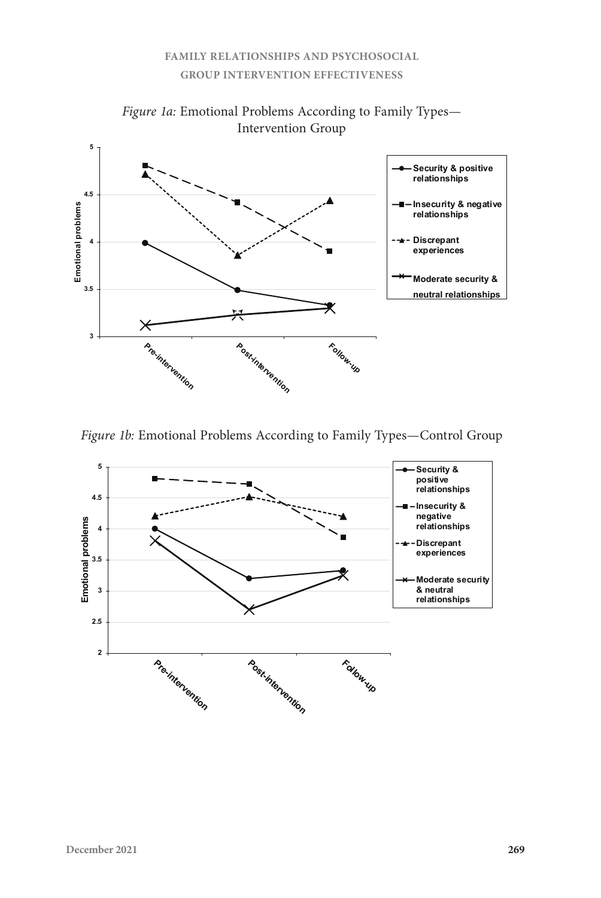*Figure 1a:* Emotional Problems According to Family Types—Intervention Group

*Figure 1b:* Emotional Problems According to Family Types—Control Group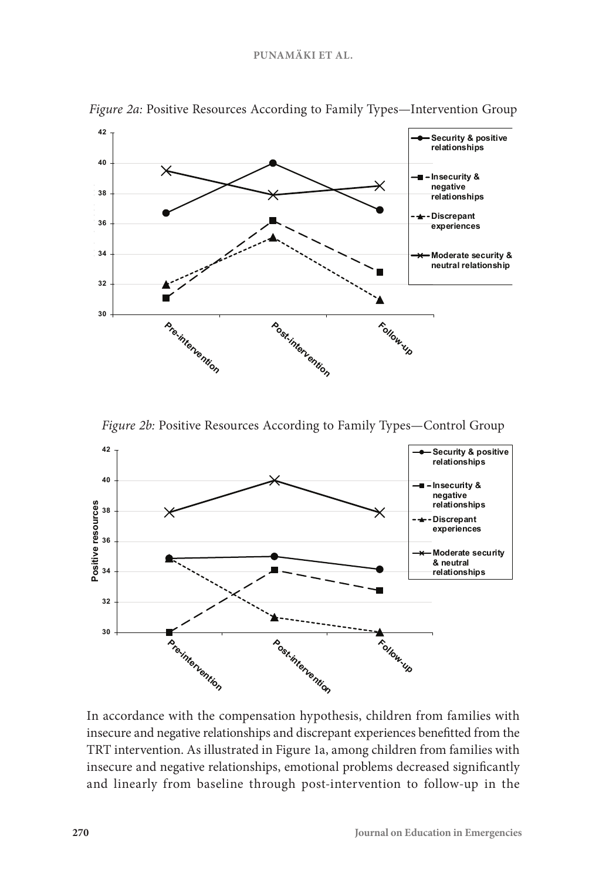*Figure 2a:* Positive Resources According to Family Types—Intervention Group

*Figure 2b:* Positive Resources According to Family Types—Control Group

In accordance with the compensation hypothesis, children from families with insecure and negative relationships and discrepant experiences benefitted from the TRT intervention. As illustrated in Figure 1a, among children from families with insecure and negative relationships, emotional problems decreased significantly and linearly from baseline through post-intervention to follow-up in the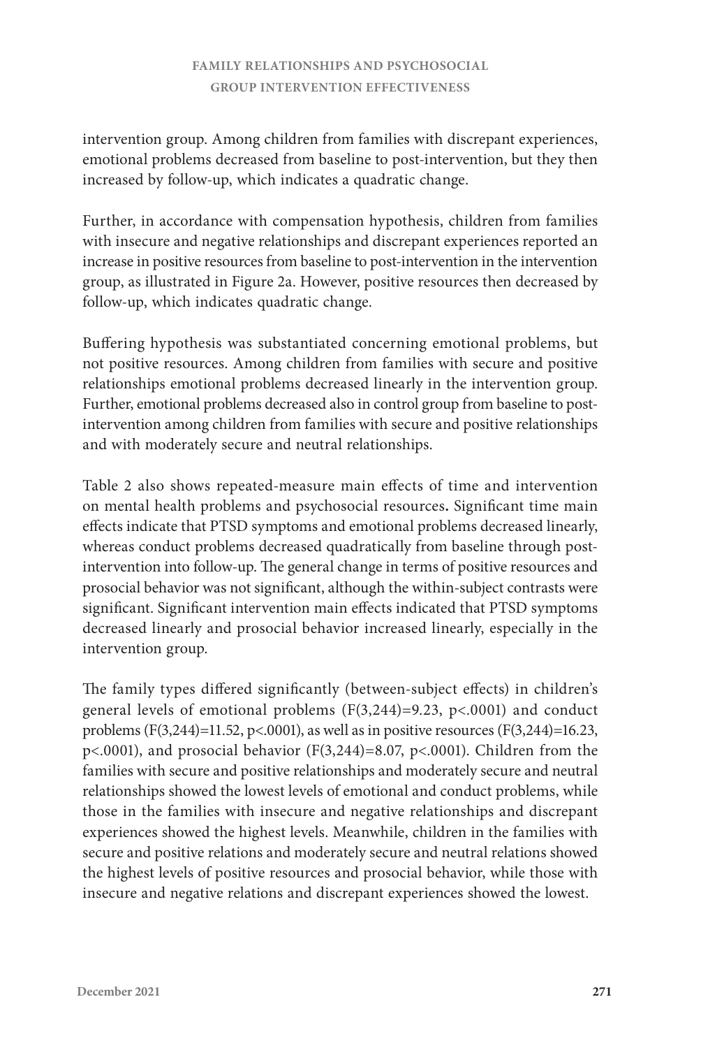intervention group. Among children from families with discrepant experiences, emotional problems decreased from baseline to post-intervention, but they then increased by follow-up, which indicates a quadratic change.

Further, in accordance with compensation hypothesis, children from families with insecure and negative relationships and discrepant experiences reported an increase in positive resources from baseline to post-intervention in the intervention group, as illustrated in Figure 2a. However, positive resources then decreased by follow-up, which indicates quadratic change.

Buffering hypothesis was substantiated concerning emotional problems, but not positive resources. Among children from families with secure and positive relationships emotional problems decreased linearly in the intervention group. Further, emotional problems decreased also in control group from baseline to post-intervention among children from families with secure and positive relationships and with moderately secure and neutral relationships.

Table 2 also shows repeated-measure main effects of time and intervention on mental health problems and psychosocial resources**.** Significant time main effects indicate that PTSD symptoms and emotional problems decreased linearly, whereas conduct problems decreased quadratically from baseline through post-intervention into follow-up. The general change in terms of positive resources and prosocial behavior was not significant, although the within-subject contrasts were significant. Significant intervention main effects indicated that PTSD symptoms decreased linearly and prosocial behavior increased linearly, especially in the intervention group.

The family types differed significantly (between-subject effects) in children's general levels of emotional problems ($F(3,244)=9.23$, $p<.0001$) and conduct problems ($F(3,244)=11.52$, $p<.0001$), as well as in positive resources ($F(3,244)=16.23$, $p<.0001$), and prosocial behavior ($F(3,244)=8.07$, $p<.0001$). Children from the families with secure and positive relationships and moderately secure and neutral relationships showed the lowest levels of emotional and conduct problems, while those in the families with insecure and negative relationships and discrepant experiences showed the highest levels. Meanwhile, children in the families with secure and positive relations and moderately secure and neutral relations showed the highest levels of positive resources and prosocial behavior, while those with insecure and negative relations and discrepant experiences showed the lowest.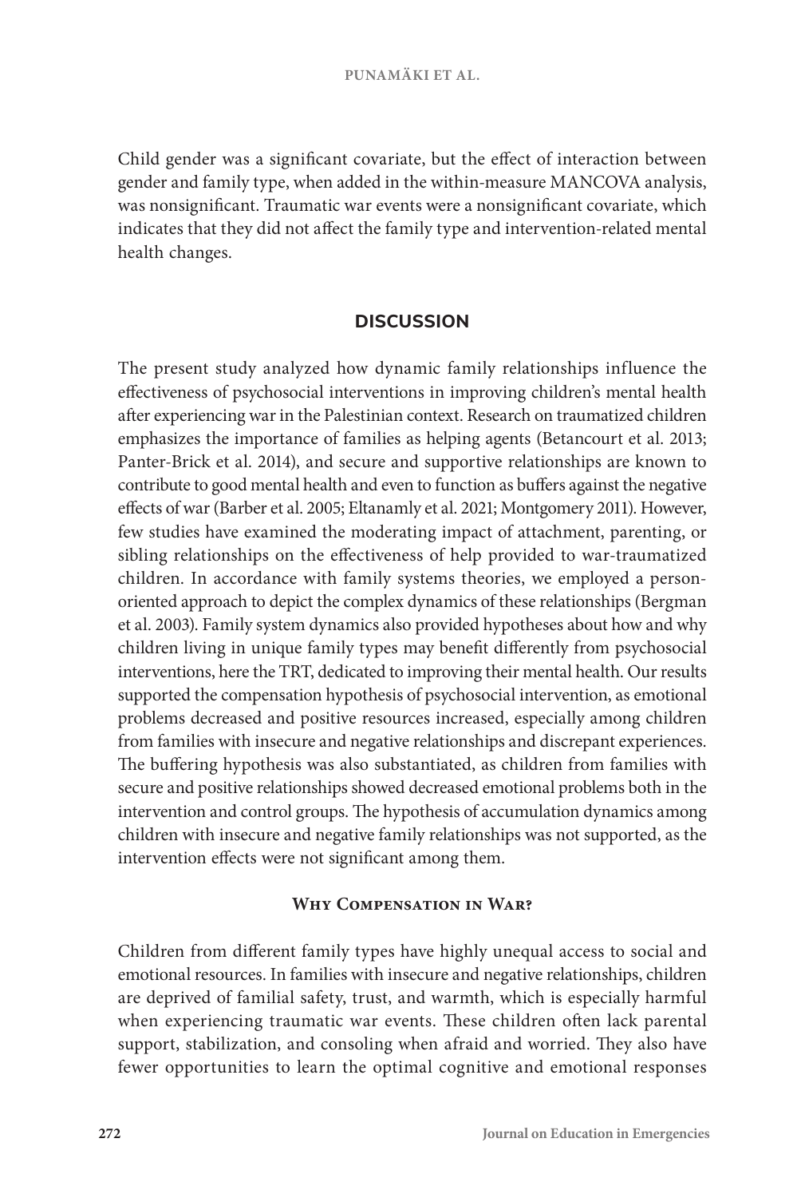Child gender was a significant covariate, but the effect of interaction between gender and family type, when added in the within-measure MANCOVA analysis, was nonsignificant. Traumatic war events were a nonsignificant covariate, which indicates that they did not affect the family type and intervention-related mental health changes.

## DISCUSSION

The present study analyzed how dynamic family relationships influence the effectiveness of psychosocial interventions in improving children's mental health after experiencing war in the Palestinian context. Research on traumatized children emphasizes the importance of families as helping agents (Betancourt et al. 2013; Panter-Brick et al. 2014), and secure and supportive relationships are known to contribute to good mental health and even to function as buffers against the negative effects of war (Barber et al. 2005; Eltanamly et al. 2021; Montgomery 2011). However, few studies have examined the moderating impact of attachment, parenting, or sibling relationships on the effectiveness of help provided to war-traumatized children. In accordance with family systems theories, we employed a person-oriented approach to depict the complex dynamics of these relationships (Bergman et al. 2003). Family system dynamics also provided hypotheses about how and why children living in unique family types may benefit differently from psychosocial interventions, here the TRT, dedicated to improving their mental health. Our results supported the compensation hypothesis of psychosocial intervention, as emotional problems decreased and positive resources increased, especially among children from families with insecure and negative relationships and discrepant experiences. The buffering hypothesis was also substantiated, as children from families with secure and positive relationships showed decreased emotional problems both in the intervention and control groups. The hypothesis of accumulation dynamics among children with insecure and negative family relationships was not supported, as the intervention effects were not significant among them.

### Why Compensation in War?

Children from different family types have highly unequal access to social and emotional resources. In families with insecure and negative relationships, children are deprived of familial safety, trust, and warmth, which is especially harmful when experiencing traumatic war events. These children often lack parental support, stabilization, and consoling when afraid and worried. They also have fewer opportunities to learn the optimal cognitive and emotional responses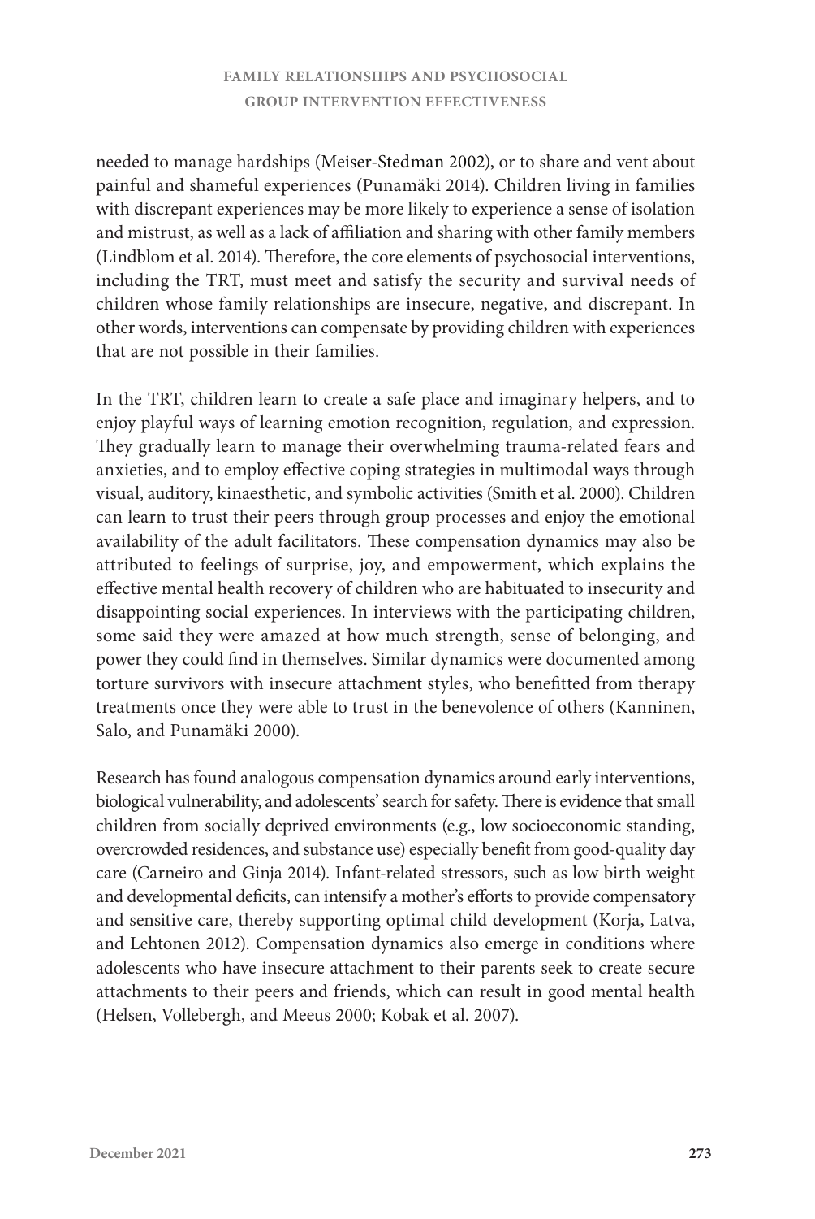needed to manage hardships (Meiser-Stedman 2002), or to share and vent about painful and shameful experiences (Punamäki 2014). Children living in families with discrepant experiences may be more likely to experience a sense of isolation and mistrust, as well as a lack of affiliation and sharing with other family members (Lindblom et al. 2014). Therefore, the core elements of psychosocial interventions, including the TRT, must meet and satisfy the security and survival needs of children whose family relationships are insecure, negative, and discrepant. In other words, interventions can compensate by providing children with experiences that are not possible in their families.

In the TRT, children learn to create a safe place and imaginary helpers, and to enjoy playful ways of learning emotion recognition, regulation, and expression. They gradually learn to manage their overwhelming trauma-related fears and anxieties, and to employ effective coping strategies in multimodal ways through visual, auditory, kinaesthetic, and symbolic activities (Smith et al. 2000). Children can learn to trust their peers through group processes and enjoy the emotional availability of the adult facilitators. These compensation dynamics may also be attributed to feelings of surprise, joy, and empowerment, which explains the effective mental health recovery of children who are habituated to insecurity and disappointing social experiences. In interviews with the participating children, some said they were amazed at how much strength, sense of belonging, and power they could find in themselves. Similar dynamics were documented among torture survivors with insecure attachment styles, who benefitted from therapy treatments once they were able to trust in the benevolence of others (Kanninen, Salo, and Punamäki 2000).

Research has found analogous compensation dynamics around early interventions, biological vulnerability, and adolescents' search for safety. There is evidence that small children from socially deprived environments (e.g., low socioeconomic standing, overcrowded residences, and substance use) especially benefit from good-quality day care (Carneiro and Ginja 2014). Infant-related stressors, such as low birth weight and developmental deficits, can intensify a mother's efforts to provide compensatory and sensitive care, thereby supporting optimal child development (Korja, Latva, and Lehtonen 2012). Compensation dynamics also emerge in conditions where adolescents who have insecure attachment to their parents seek to create secure attachments to their peers and friends, which can result in good mental health (Helsen, Vollebergh, and Meeus 2000; Kobak et al. 2007).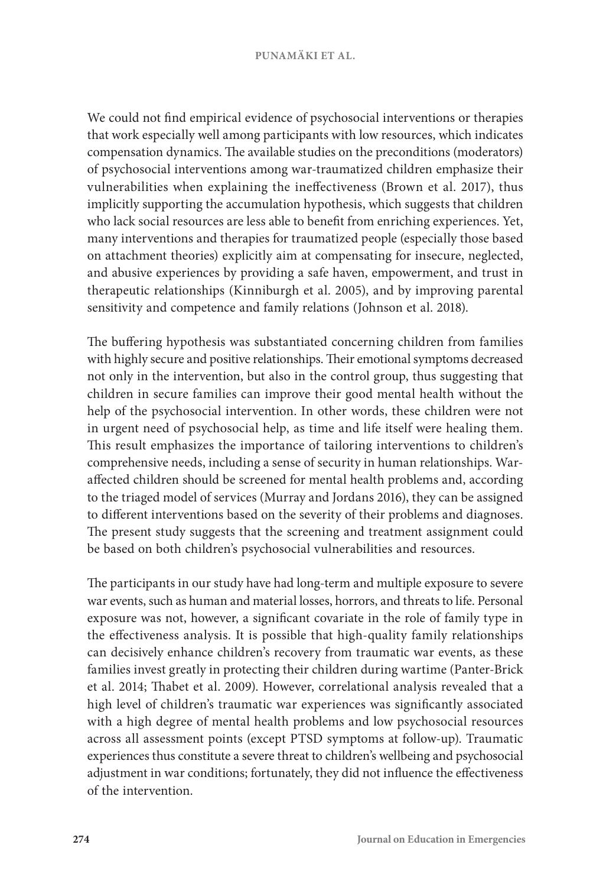We could not find empirical evidence of psychosocial interventions or therapies that work especially well among participants with low resources, which indicates compensation dynamics. The available studies on the preconditions (moderators) of psychosocial interventions among war-traumatized children emphasize their vulnerabilities when explaining the ineffectiveness (Brown et al. 2017), thus implicitly supporting the accumulation hypothesis, which suggests that children who lack social resources are less able to benefit from enriching experiences. Yet, many interventions and therapies for traumatized people (especially those based on attachment theories) explicitly aim at compensating for insecure, neglected, and abusive experiences by providing a safe haven, empowerment, and trust in therapeutic relationships (Kinniburgh et al. 2005), and by improving parental sensitivity and competence and family relations (Johnson et al. 2018).

The buffering hypothesis was substantiated concerning children from families with highly secure and positive relationships. Their emotional symptoms decreased not only in the intervention, but also in the control group, thus suggesting that children in secure families can improve their good mental health without the help of the psychosocial intervention. In other words, these children were not in urgent need of psychosocial help, as time and life itself were healing them. This result emphasizes the importance of tailoring interventions to children's comprehensive needs, including a sense of security in human relationships. War-affected children should be screened for mental health problems and, according to the triaged model of services (Murray and Jordans 2016), they can be assigned to different interventions based on the severity of their problems and diagnoses. The present study suggests that the screening and treatment assignment could be based on both children's psychosocial vulnerabilities and resources.

The participants in our study have had long-term and multiple exposure to severe war events, such as human and material losses, horrors, and threats to life. Personal exposure was not, however, a significant covariate in the role of family type in the effectiveness analysis. It is possible that high-quality family relationships can decisively enhance children's recovery from traumatic war events, as these families invest greatly in protecting their children during wartime (Panter-Brick et al. 2014; Thabet et al. 2009). However, correlational analysis revealed that a high level of children's traumatic war experiences was significantly associated with a high degree of mental health problems and low psychosocial resources across all assessment points (except PTSD symptoms at follow-up). Traumatic experiences thus constitute a severe threat to children's wellbeing and psychosocial adjustment in war conditions; fortunately, they did not influence the effectiveness of the intervention.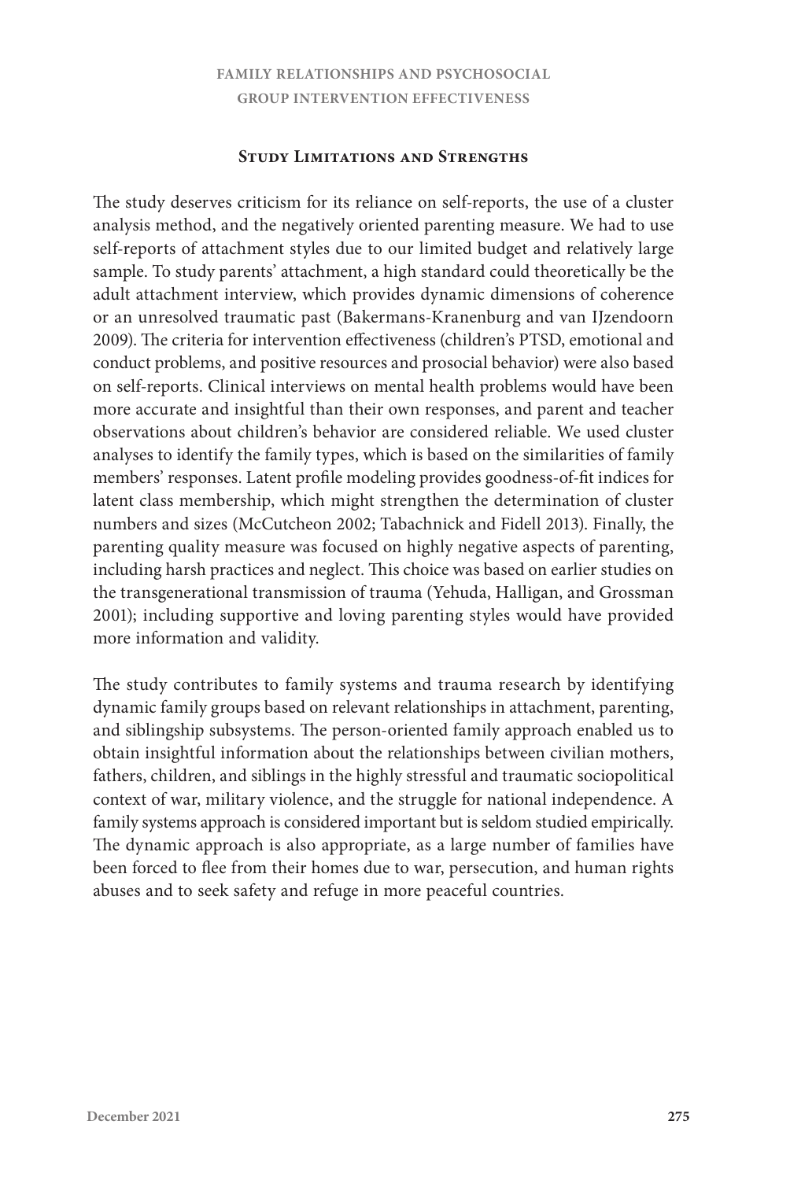## Study Limitations and Strengths

The study deserves criticism for its reliance on self-reports, the use of a cluster analysis method, and the negatively oriented parenting measure. We had to use self-reports of attachment styles due to our limited budget and relatively large sample. To study parents' attachment, a high standard could theoretically be the adult attachment interview, which provides dynamic dimensions of coherence or an unresolved traumatic past (Bakermans-Kranenburg and van IJzendoorn 2009). The criteria for intervention effectiveness (children's PTSD, emotional and conduct problems, and positive resources and prosocial behavior) were also based on self-reports. Clinical interviews on mental health problems would have been more accurate and insightful than their own responses, and parent and teacher observations about children's behavior are considered reliable. We used cluster analyses to identify the family types, which is based on the similarities of family members' responses. Latent profile modeling provides goodness-of-fit indices for latent class membership, which might strengthen the determination of cluster numbers and sizes (McCutcheon 2002; Tabachnick and Fidell 2013). Finally, the parenting quality measure was focused on highly negative aspects of parenting, including harsh practices and neglect. This choice was based on earlier studies on the transgenerational transmission of trauma (Yehuda, Halligan, and Grossman 2001); including supportive and loving parenting styles would have provided more information and validity.

The study contributes to family systems and trauma research by identifying dynamic family groups based on relevant relationships in attachment, parenting, and siblingship subsystems. The person-oriented family approach enabled us to obtain insightful information about the relationships between civilian mothers, fathers, children, and siblings in the highly stressful and traumatic sociopolitical context of war, military violence, and the struggle for national independence. A family systems approach is considered important but is seldom studied empirically. The dynamic approach is also appropriate, as a large number of families have been forced to flee from their homes due to war, persecution, and human rights abuses and to seek safety and refuge in more peaceful countries.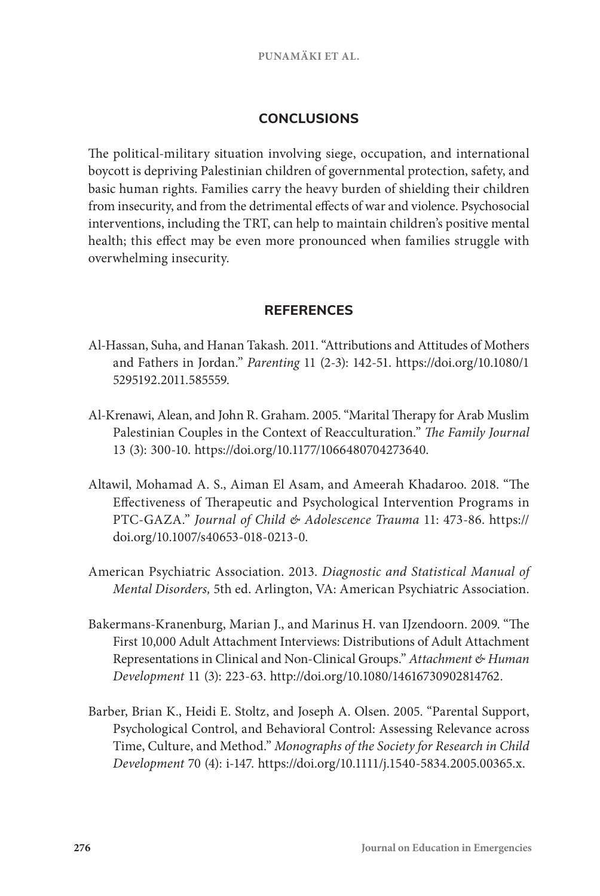## CONCLUSIONS

The political-military situation involving siege, occupation, and international boycott is depriving Palestinian children of governmental protection, safety, and basic human rights. Families carry the heavy burden of shielding their children from insecurity, and from the detrimental effects of war and violence. Psychosocial interventions, including the TRT, can help to maintain children's positive mental health; this effect may be even more pronounced when families struggle with overwhelming insecurity.

## REFERENCES

Al-Hassan, Suha, and Hanan Takash. 2011. "Attributions and Attitudes of Mothers and Fathers in Jordan." *Parenting* 11 (2-3): 142-51. https://doi.org/10.1080/15295192.2011.585559.

Al-Krenawi, Alean, and John R. Graham. 2005. "Marital Therapy for Arab Muslim Palestinian Couples in the Context of Reacculturation." *The Family Journal* 13 (3): 300-10. https://doi.org/10.1177/1066480704273640.

Altawil, Mohamad A. S., Aiman El Asam, and Ameerah Khadaroo. 2018. "The Effectiveness of Therapeutic and Psychological Intervention Programs in PTC-GAZA." *Journal of Child & Adolescence Trauma* 11: 473-86. https://doi.org/10.1007/s40653-018-0213-0.

American Psychiatric Association. 2013. *Diagnostic and Statistical Manual of Mental Disorders,* 5th ed. Arlington, VA: American Psychiatric Association.

Bakermans-Kranenburg, Marian J., and Marinus H. van IJzendoorn. 2009. "The First 10,000 Adult Attachment Interviews: Distributions of Adult Attachment Representations in Clinical and Non-Clinical Groups." *Attachment & Human Development* 11 (3): 223-63. http://doi.org/10.1080/14616730902814762.

Barber, Brian K., Heidi E. Stoltz, and Joseph A. Olsen. 2005. "Parental Support, Psychological Control, and Behavioral Control: Assessing Relevance across Time, Culture, and Method." *Monographs of the Society for Research in Child Development* 70 (4): i-147. https://doi.org/10.1111/j.1540-5834.2005.00365.x.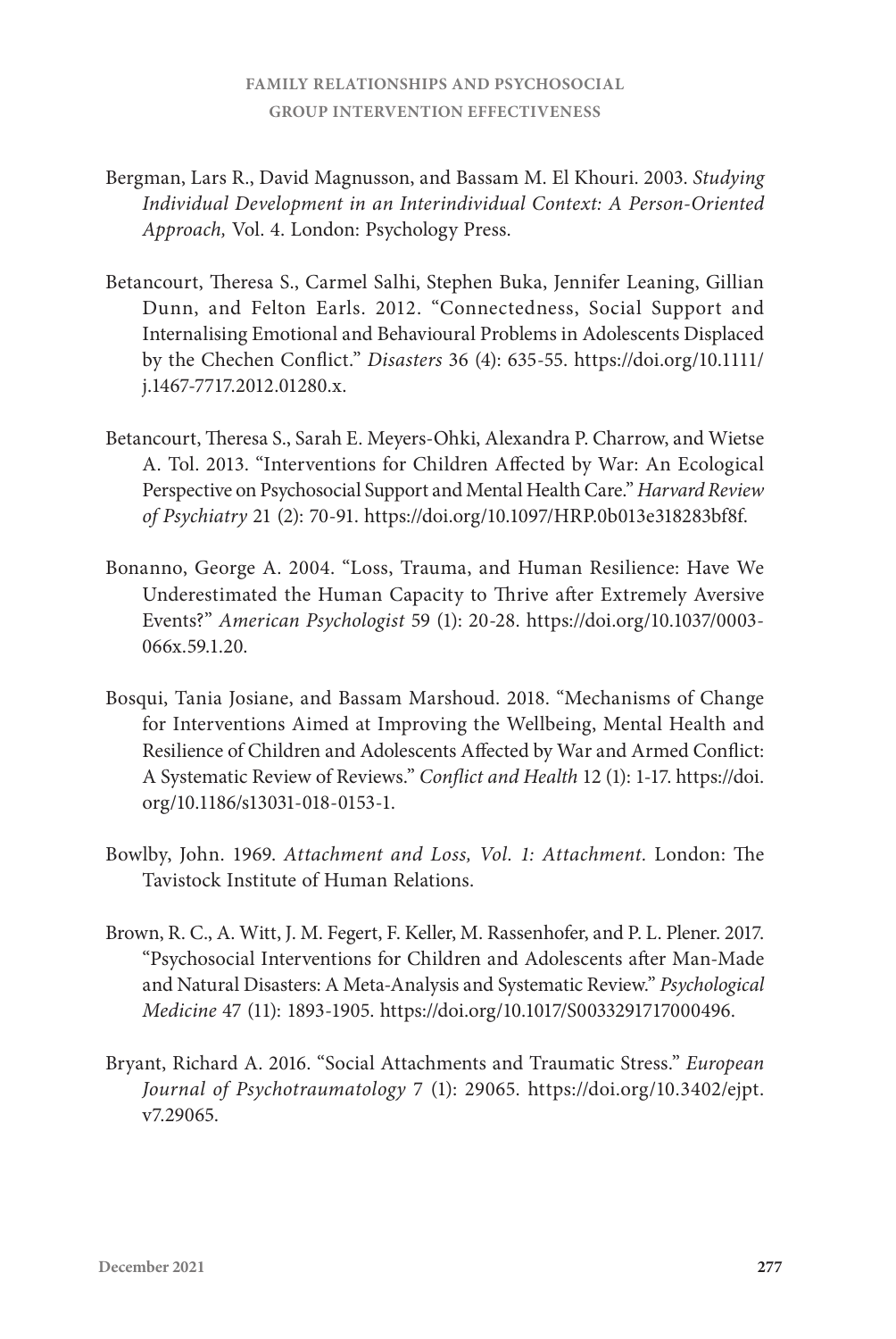Bergman, Lars R., David Magnusson, and Bassam M. El Khouri. 2003. *Studying Individual Development in an Interindividual Context: A Person-Oriented Approach,* Vol. 4. London: Psychology Press.

Betancourt, Theresa S., Carmel Salhi, Stephen Buka, Jennifer Leaning, Gillian Dunn, and Felton Earls. 2012. "Connectedness, Social Support and Internalising Emotional and Behavioural Problems in Adolescents Displaced by the Chechen Conflict." *Disasters* 36 (4): 635-55. https://doi.org/10.1111/j.1467-7717.2012.01280.x.

Betancourt, Theresa S., Sarah E. Meyers-Ohki, Alexandra P. Charrow, and Wietse A. Tol. 2013. "Interventions for Children Affected by War: An Ecological Perspective on Psychosocial Support and Mental Health Care." *Harvard Review of Psychiatry* 21 (2): 70-91. https://doi.org/10.1097/HRP.0b013e318283bf8f.

Bonanno, George A. 2004. "Loss, Trauma, and Human Resilience: Have We Underestimated the Human Capacity to Thrive after Extremely Aversive Events?" *American Psychologist* 59 (1): 20-28. https://doi.org/10.1037/0003-066x.59.1.20.

Bosqui, Tania Josiane, and Bassam Marshoud. 2018. "Mechanisms of Change for Interventions Aimed at Improving the Wellbeing, Mental Health and Resilience of Children and Adolescents Affected by War and Armed Conflict: A Systematic Review of Reviews." *Conflict and Health* 12 (1): 1-17. https://doi.org/10.1186/s13031-018-0153-1.

Bowlby, John. 1969. *Attachment and Loss, Vol. 1: Attachment.* London: The Tavistock Institute of Human Relations.

Brown, R. C., A. Witt, J. M. Fegert, F. Keller, M. Rassenhofer, and P. L. Plener. 2017. "Psychosocial Interventions for Children and Adolescents after Man-Made and Natural Disasters: A Meta-Analysis and Systematic Review." *Psychological Medicine* 47 (11): 1893-1905. https://doi.org/10.1017/S0033291717000496.

Bryant, Richard A. 2016. "Social Attachments and Traumatic Stress." *European Journal of Psychotraumatology* 7 (1): 29065. https://doi.org/10.3402/ejpt.v7.29065.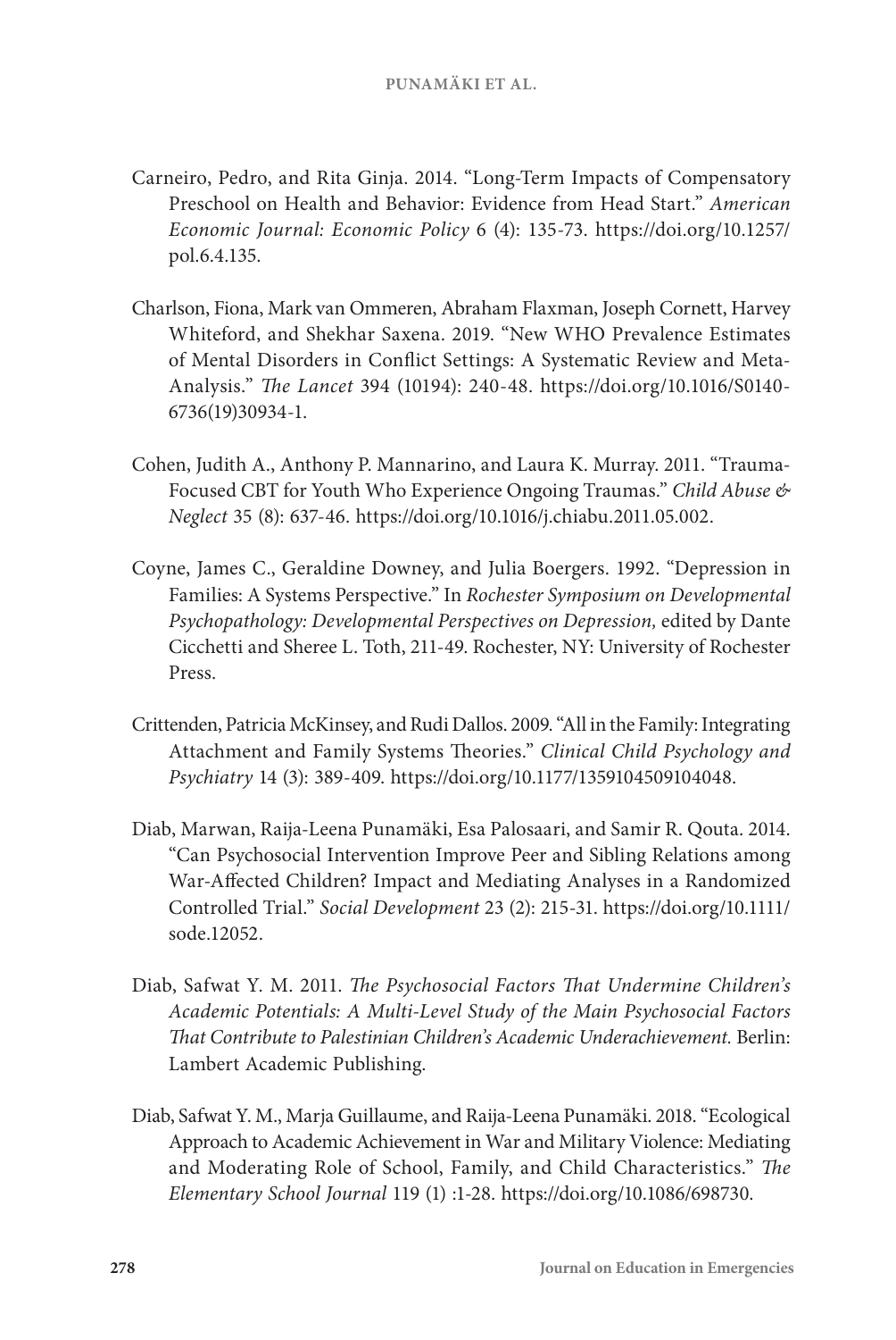Carneiro, Pedro, and Rita Ginja. 2014. "Long-Term Impacts of Compensatory Preschool on Health and Behavior: Evidence from Head Start." *American Economic Journal: Economic Policy* 6 (4): 135-73. https://doi.org/10.1257/pol.6.4.135.

Charlson, Fiona, Mark van Ommeren, Abraham Flaxman, Joseph Cornett, Harvey Whiteford, and Shekhar Saxena. 2019. "New WHO Prevalence Estimates of Mental Disorders in Conflict Settings: A Systematic Review and Meta-Analysis." *The Lancet* 394 (10194): 240-48. https://doi.org/10.1016/S0140-6736(19)30934-1.

Cohen, Judith A., Anthony P. Mannarino, and Laura K. Murray. 2011. "Trauma-Focused CBT for Youth Who Experience Ongoing Traumas." *Child Abuse & Neglect* 35 (8): 637-46. https://doi.org/10.1016/j.chiabu.2011.05.002.

Coyne, James C., Geraldine Downey, and Julia Boergers. 1992. "Depression in Families: A Systems Perspective." In *Rochester Symposium on Developmental Psychopathology: Developmental Perspectives on Depression,* edited by Dante Cicchetti and Sheree L. Toth, 211-49. Rochester, NY: University of Rochester Press.

Crittenden, Patricia McKinsey, and Rudi Dallos. 2009. "All in the Family: Integrating Attachment and Family Systems Theories." *Clinical Child Psychology and Psychiatry* 14 (3): 389-409. https://doi.org/10.1177/1359104509104048.

Diab, Marwan, Raija-Leena Punamäki, Esa Palosaari, and Samir R. Qouta. 2014. "Can Psychosocial Intervention Improve Peer and Sibling Relations among War-Affected Children? Impact and Mediating Analyses in a Randomized Controlled Trial." *Social Development* 23 (2): 215-31. https://doi.org/10.1111/sode.12052.

Diab, Safwat Y. M. 2011. *The Psychosocial Factors That Undermine Children's Academic Potentials: A Multi-Level Study of the Main Psychosocial Factors That Contribute to Palestinian Children's Academic Underachievement.* Berlin: Lambert Academic Publishing.

Diab, Safwat Y. M., Marja Guillaume, and Raija-Leena Punamäki. 2018. "Ecological Approach to Academic Achievement in War and Military Violence: Mediating and Moderating Role of School, Family, and Child Characteristics." *The Elementary School Journal* 119 (1) :1-28. https://doi.org/10.1086/698730.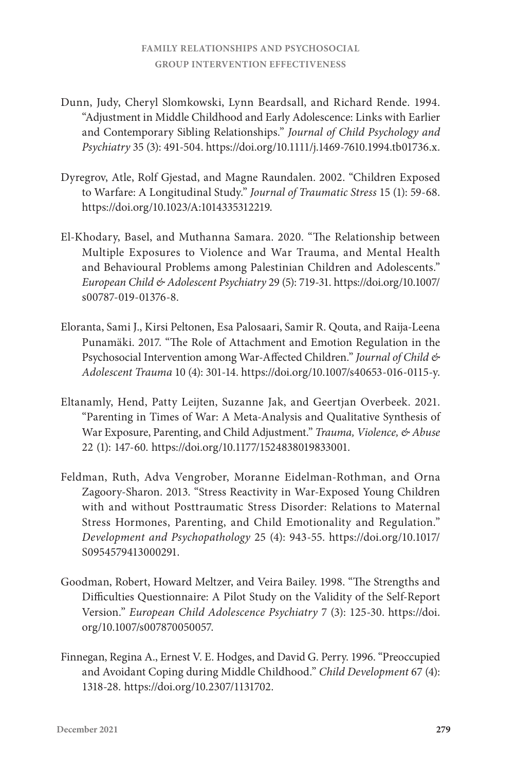Dunn, Judy, Cheryl Slomkowski, Lynn Beardsall, and Richard Rende. 1994. "Adjustment in Middle Childhood and Early Adolescence: Links with Earlier and Contemporary Sibling Relationships." *Journal of Child Psychology and Psychiatry* 35 (3): 491-504. https://doi.org/10.1111/j.1469-7610.1994.tb01736.x.

Dyregrov, Atle, Rolf Gjestad, and Magne Raundalen. 2002. "Children Exposed to Warfare: A Longitudinal Study." *Journal of Traumatic Stress* 15 (1): 59-68. https://doi.org/10.1023/A:1014335312219.

El-Khodary, Basel, and Muthanna Samara. 2020. "The Relationship between Multiple Exposures to Violence and War Trauma, and Mental Health and Behavioural Problems among Palestinian Children and Adolescents." *European Child & Adolescent Psychiatry* 29 (5): 719-31. https://doi.org/10.1007/s00787-019-01376-8.

Eloranta, Sami J., Kirsi Peltonen, Esa Palosaari, Samir R. Qouta, and Raija-Leena Punamäki. 2017. "The Role of Attachment and Emotion Regulation in the Psychosocial Intervention among War-Affected Children." *Journal of Child & Adolescent Trauma* 10 (4): 301-14. https://doi.org/10.1007/s40653-016-0115-y.

Eltanamly, Hend, Patty Leijten, Suzanne Jak, and Geertjan Overbeek. 2021. "Parenting in Times of War: A Meta-Analysis and Qualitative Synthesis of War Exposure, Parenting, and Child Adjustment." *Trauma, Violence, & Abuse* 22 (1): 147-60. https://doi.org/10.1177/1524838019833001.

Feldman, Ruth, Adva Vengrober, Moranne Eidelman-Rothman, and Orna Zagoory-Sharon. 2013. "Stress Reactivity in War-Exposed Young Children with and without Posttraumatic Stress Disorder: Relations to Maternal Stress Hormones, Parenting, and Child Emotionality and Regulation." *Development and Psychopathology* 25 (4): 943-55. https://doi.org/10.1017/S0954579413000291.

Goodman, Robert, Howard Meltzer, and Veira Bailey. 1998. "The Strengths and Difficulties Questionnaire: A Pilot Study on the Validity of the Self-Report Version." *European Child Adolescence Psychiatry* 7 (3): 125-30. https://doi.org/10.1007/s007870050057.

Finnegan, Regina A., Ernest V. E. Hodges, and David G. Perry. 1996. "Preoccupied and Avoidant Coping during Middle Childhood." *Child Development* 67 (4): 1318-28. https://doi.org/10.2307/1131702.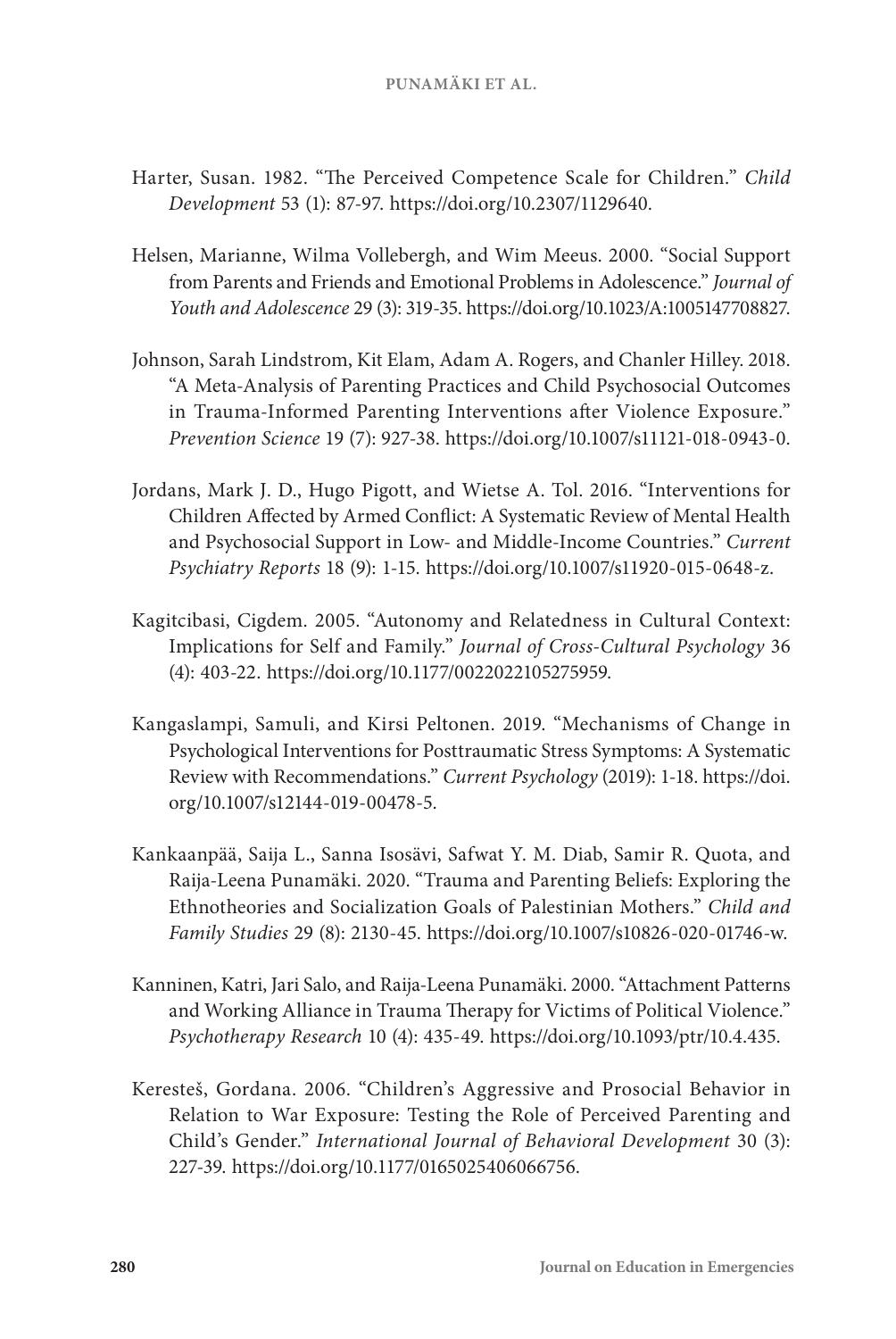Harter, Susan. 1982. "The Perceived Competence Scale for Children." *Child Development* 53 (1): 87-97. https://doi.org/10.2307/1129640.

Helsen, Marianne, Wilma Vollebergh, and Wim Meeus. 2000. "Social Support from Parents and Friends and Emotional Problems in Adolescence." *Journal of Youth and Adolescence* 29 (3): 319-35. https://doi.org/10.1023/A:1005147708827.

Johnson, Sarah Lindstrom, Kit Elam, Adam A. Rogers, and Chanler Hilley. 2018. "A Meta-Analysis of Parenting Practices and Child Psychosocial Outcomes in Trauma-Informed Parenting Interventions after Violence Exposure." *Prevention Science* 19 (7): 927-38. https://doi.org/10.1007/s11121-018-0943-0.

Jordans, Mark J. D., Hugo Pigott, and Wietse A. Tol. 2016. "Interventions for Children Affected by Armed Conflict: A Systematic Review of Mental Health and Psychosocial Support in Low- and Middle-Income Countries." *Current Psychiatry Reports* 18 (9): 1-15. https://doi.org/10.1007/s11920-015-0648-z.

Kagitcibasi, Cigdem. 2005. "Autonomy and Relatedness in Cultural Context: Implications for Self and Family." *Journal of Cross-Cultural Psychology* 36 (4): 403-22. https://doi.org/10.1177/0022022105275959.

Kangaslampi, Samuli, and Kirsi Peltonen. 2019. "Mechanisms of Change in Psychological Interventions for Posttraumatic Stress Symptoms: A Systematic Review with Recommendations." *Current Psychology* (2019): 1-18. https://doi.org/10.1007/s12144-019-00478-5.

Kankaanpää, Saija L., Sanna Isosävi, Safwat Y. M. Diab, Samir R. Quota, and Raija-Leena Punamäki. 2020. "Trauma and Parenting Beliefs: Exploring the Ethnotheories and Socialization Goals of Palestinian Mothers." *Child and Family Studies* 29 (8): 2130-45. https://doi.org/10.1007/s10826-020-01746-w.

Kanninen, Katri, Jari Salo, and Raija-Leena Punamäki. 2000. "Attachment Patterns and Working Alliance in Trauma Therapy for Victims of Political Violence." *Psychotherapy Research* 10 (4): 435-49. https://doi.org/10.1093/ptr/10.4.435.

Keresteš, Gordana. 2006. "Children's Aggressive and Prosocial Behavior in Relation to War Exposure: Testing the Role of Perceived Parenting and Child's Gender." *International Journal of Behavioral Development* 30 (3): 227-39. https://doi.org/10.1177/0165025406066756.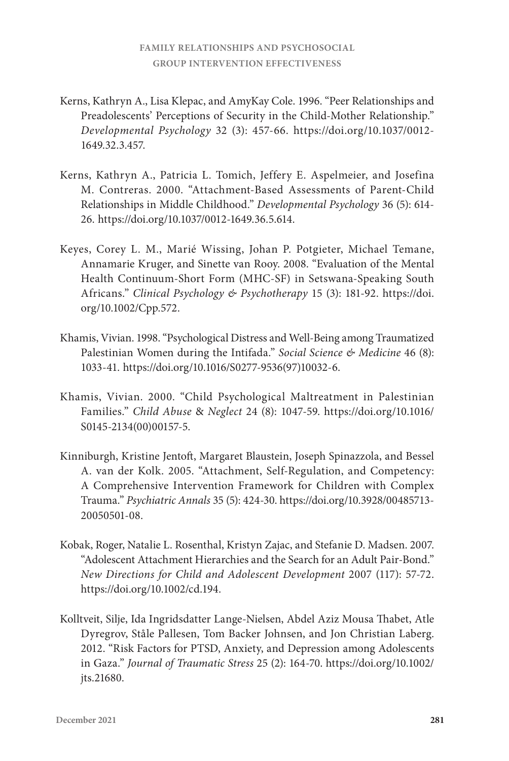Kerns, Kathryn A., Lisa Klepac, and AmyKay Cole. 1996. "Peer Relationships and Preadolescents' Perceptions of Security in the Child-Mother Relationship." *Developmental Psychology* 32 (3): 457-66. https://doi.org/10.1037/0012-1649.32.3.457.

Kerns, Kathryn A., Patricia L. Tomich, Jeffery E. Aspelmeier, and Josefina M. Contreras. 2000. "Attachment-Based Assessments of Parent-Child Relationships in Middle Childhood." *Developmental Psychology* 36 (5): 614-26. https://doi.org/10.1037/0012-1649.36.5.614.

Keyes, Corey L. M., Marié Wissing, Johan P. Potgieter, Michael Temane, Annamarie Kruger, and Sinette van Rooy. 2008. "Evaluation of the Mental Health Continuum-Short Form (MHC-SF) in Setswana-Speaking South Africans." *Clinical Psychology & Psychotherapy* 15 (3): 181-92. https://doi.org/10.1002/Cpp.572.

Khamis, Vivian. 1998. "Psychological Distress and Well-Being among Traumatized Palestinian Women during the Intifada." *Social Science & Medicine* 46 (8): 1033-41. https://doi.org/10.1016/S0277-9536(97)10032-6.

Khamis, Vivian. 2000. "Child Psychological Maltreatment in Palestinian Families." *Child Abuse & Neglect* 24 (8): 1047-59. https://doi.org/10.1016/S0145-2134(00)00157-5.

Kinniburgh, Kristine Jentoft, Margaret Blaustein, Joseph Spinazzola, and Bessel A. van der Kolk. 2005. "Attachment, Self-Regulation, and Competency: A Comprehensive Intervention Framework for Children with Complex Trauma." *Psychiatric Annals* 35 (5): 424-30. https://doi.org/10.3928/00485713-20050501-08.

Kobak, Roger, Natalie L. Rosenthal, Kristyn Zajac, and Stefanie D. Madsen. 2007. "Adolescent Attachment Hierarchies and the Search for an Adult Pair-Bond." *New Directions for Child and Adolescent Development* 2007 (117): 57-72. https://doi.org/10.1002/cd.194.

Kolltveit, Silje, Ida Ingridsdatter Lange-Nielsen, Abdel Aziz Mousa Thabet, Atle Dyregrov, Ståle Pallesen, Tom Backer Johnsen, and Jon Christian Laberg. 2012. "Risk Factors for PTSD, Anxiety, and Depression among Adolescents in Gaza." *Journal of Traumatic Stress* 25 (2): 164-70. https://doi.org/10.1002/jts.21680.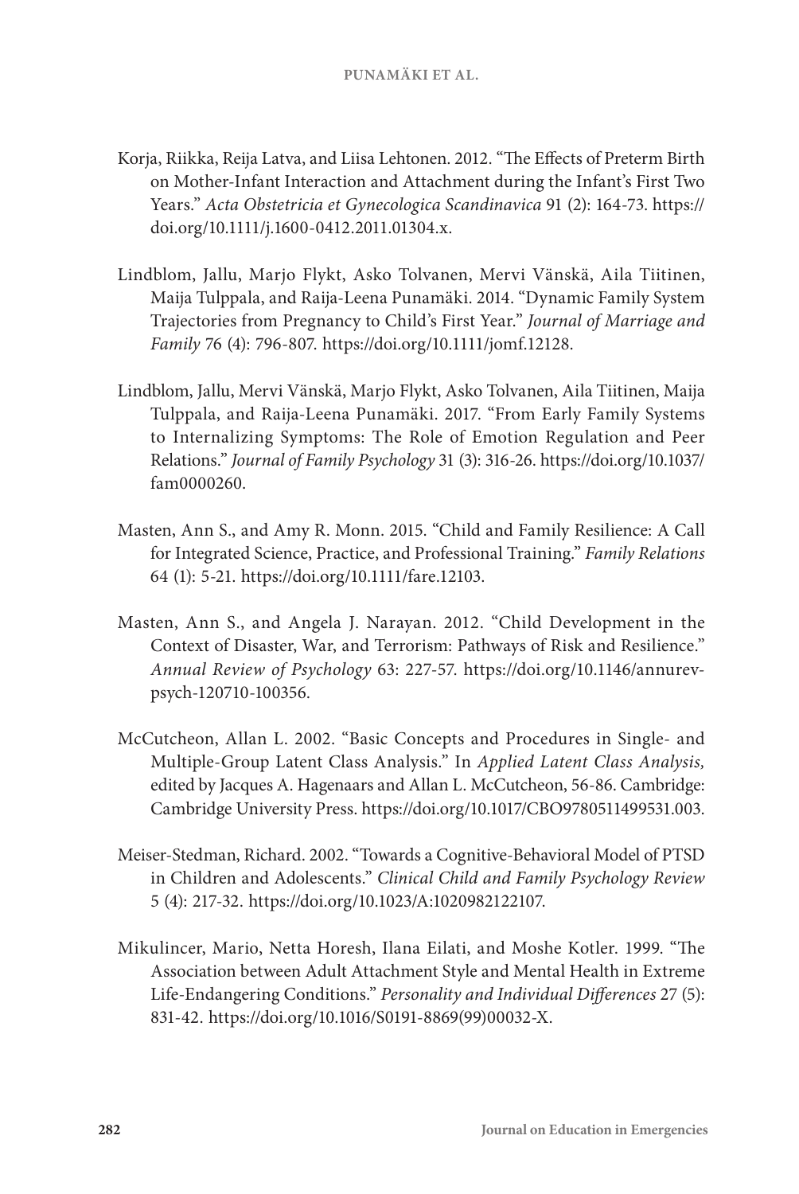Korja, Riikka, Reija Latva, and Liisa Lehtonen. 2012. "The Effects of Preterm Birth on Mother-Infant Interaction and Attachment during the Infant's First Two Years." *Acta Obstetricia et Gynecologica Scandinavica* 91 (2): 164-73. https://doi.org/10.1111/j.1600-0412.2011.01304.x.

Lindblom, Jallu, Marjo Flykt, Asko Tolvanen, Mervi Vänskä, Aila Tiitinen, Maija Tulppala, and Raija-Leena Punamäki. 2014. "Dynamic Family System Trajectories from Pregnancy to Child's First Year." *Journal of Marriage and Family* 76 (4): 796-807. https://doi.org/10.1111/jomf.12128.

Lindblom, Jallu, Mervi Vänskä, Marjo Flykt, Asko Tolvanen, Aila Tiitinen, Maija Tulppala, and Raija-Leena Punamäki. 2017. "From Early Family Systems to Internalizing Symptoms: The Role of Emotion Regulation and Peer Relations." *Journal of Family Psychology* 31 (3): 316-26. https://doi.org/10.1037/fam0000260.

Masten, Ann S., and Amy R. Monn. 2015. "Child and Family Resilience: A Call for Integrated Science, Practice, and Professional Training." *Family Relations* 64 (1): 5-21. https://doi.org/10.1111/fare.12103.

Masten, Ann S., and Angela J. Narayan. 2012. "Child Development in the Context of Disaster, War, and Terrorism: Pathways of Risk and Resilience." *Annual Review of Psychology* 63: 227-57. https://doi.org/10.1146/annurev-psych-120710-100356.

McCutcheon, Allan L. 2002. "Basic Concepts and Procedures in Single- and Multiple-Group Latent Class Analysis." In *Applied Latent Class Analysis,* edited by Jacques A. Hagenaars and Allan L. McCutcheon, 56-86. Cambridge: Cambridge University Press. https://doi.org/10.1017/CBO9780511499531.003.

Meiser-Stedman, Richard. 2002. "Towards a Cognitive-Behavioral Model of PTSD in Children and Adolescents." *Clinical Child and Family Psychology Review* 5 (4): 217-32. https://doi.org/10.1023/A:1020982122107.

Mikulincer, Mario, Netta Horesh, Ilana Eilati, and Moshe Kotler. 1999. "The Association between Adult Attachment Style and Mental Health in Extreme Life-Endangering Conditions." *Personality and Individual Differences* 27 (5): 831-42. https://doi.org/10.1016/S0191-8869(99)00032-X.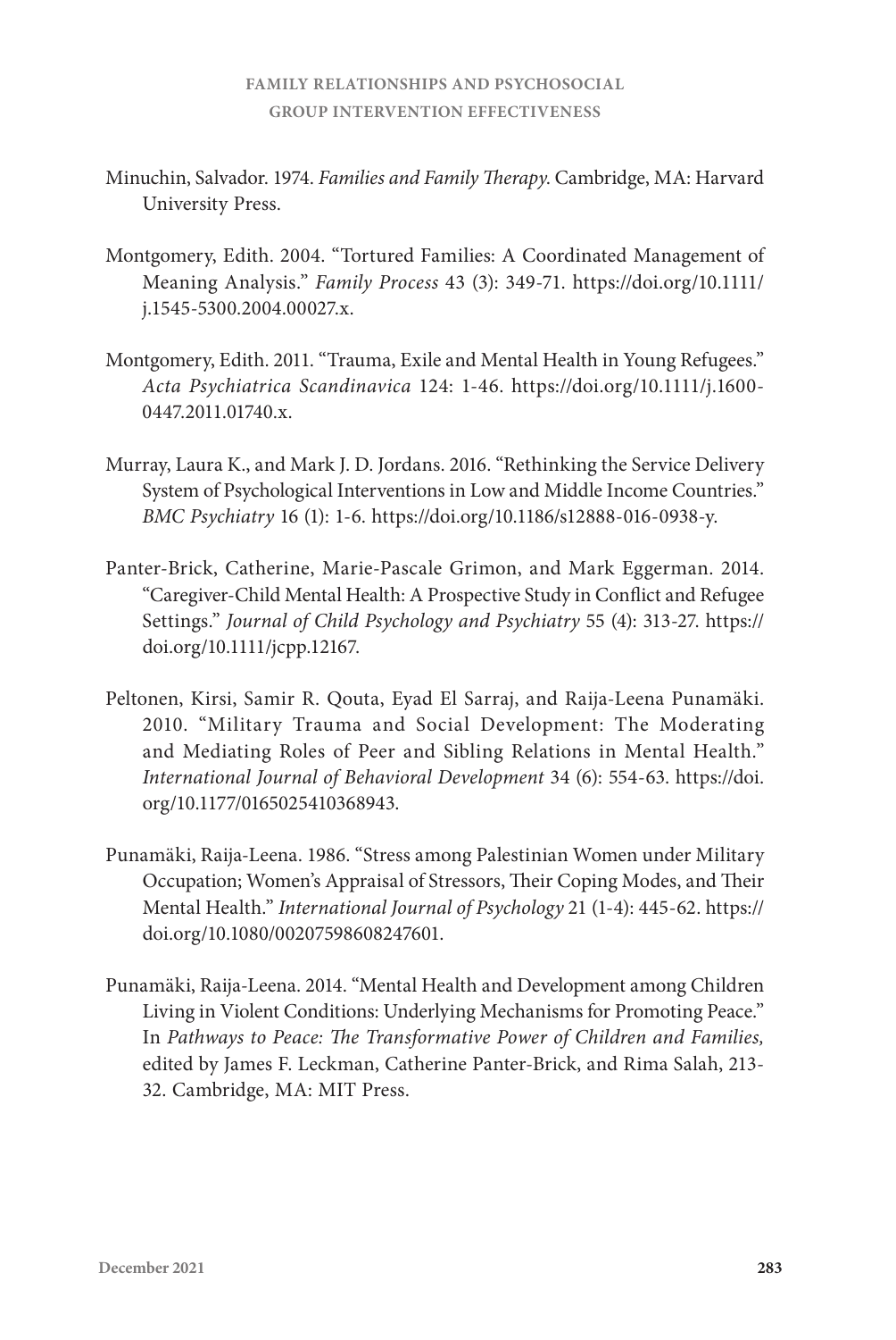Minuchin, Salvador. 1974. *Families and Family Therapy*. Cambridge, MA: Harvard University Press.

Montgomery, Edith. 2004. "Tortured Families: A Coordinated Management of Meaning Analysis." *Family Process* 43 (3): 349-71. https://doi.org/10.1111/j.1545-5300.2004.00027.x.

Montgomery, Edith. 2011. "Trauma, Exile and Mental Health in Young Refugees." *Acta Psychiatrica Scandinavica* 124: 1-46. https://doi.org/10.1111/j.1600-0447.2011.01740.x.

Murray, Laura K., and Mark J. D. Jordans. 2016. "Rethinking the Service Delivery System of Psychological Interventions in Low and Middle Income Countries." *BMC Psychiatry* 16 (1): 1-6. https://doi.org/10.1186/s12888-016-0938-y.

Panter-Brick, Catherine, Marie-Pascale Grimon, and Mark Eggerman. 2014. "Caregiver-Child Mental Health: A Prospective Study in Conflict and Refugee Settings." *Journal of Child Psychology and Psychiatry* 55 (4): 313-27. https://doi.org/10.1111/jcpp.12167.

Peltonen, Kirsi, Samir R. Qouta, Eyad El Sarraj, and Raija-Leena Punamäki. 2010. "Military Trauma and Social Development: The Moderating and Mediating Roles of Peer and Sibling Relations in Mental Health." *International Journal of Behavioral Development* 34 (6): 554-63. https://doi.org/10.1177/0165025410368943.

Punamäki, Raija-Leena. 1986. "Stress among Palestinian Women under Military Occupation; Women's Appraisal of Stressors, Their Coping Modes, and Their Mental Health." *International Journal of Psychology* 21 (1-4): 445-62. https://doi.org/10.1080/00207598608247601.

Punamäki, Raija-Leena. 2014. "Mental Health and Development among Children Living in Violent Conditions: Underlying Mechanisms for Promoting Peace." In *Pathways to Peace: The Transformative Power of Children and Families,* edited by James F. Leckman, Catherine Panter-Brick, and Rima Salah, 213-32. Cambridge, MA: MIT Press.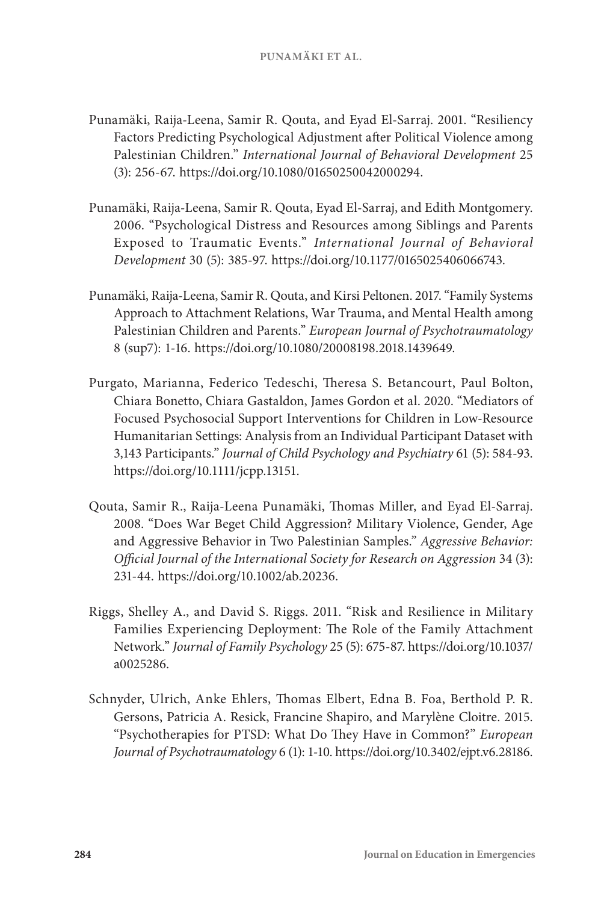Punamäki, Raija-Leena, Samir R. Qouta, and Eyad El-Sarraj. 2001. "Resiliency Factors Predicting Psychological Adjustment after Political Violence among Palestinian Children." *International Journal of Behavioral Development* 25 (3): 256-67. https://doi.org/10.1080/01650250042000294.

Punamäki, Raija-Leena, Samir R. Qouta, Eyad El-Sarraj, and Edith Montgomery. 2006. "Psychological Distress and Resources among Siblings and Parents Exposed to Traumatic Events." *International Journal of Behavioral Development* 30 (5): 385-97. https://doi.org/10.1177/0165025406066743.

Punamäki, Raija-Leena, Samir R. Qouta, and Kirsi Peltonen. 2017. "Family Systems Approach to Attachment Relations, War Trauma, and Mental Health among Palestinian Children and Parents." *European Journal of Psychotraumatology* 8 (sup7): 1-16. https://doi.org/10.1080/20008198.2018.1439649.

Purgato, Marianna, Federico Tedeschi, Theresa S. Betancourt, Paul Bolton, Chiara Bonetto, Chiara Gastaldon, James Gordon et al. 2020. "Mediators of Focused Psychosocial Support Interventions for Children in Low-Resource Humanitarian Settings: Analysis from an Individual Participant Dataset with 3,143 Participants." *Journal of Child Psychology and Psychiatry* 61 (5): 584-93. https://doi.org/10.1111/jcpp.13151.

Qouta, Samir R., Raija-Leena Punamäki, Thomas Miller, and Eyad El-Sarraj. 2008. "Does War Beget Child Aggression? Military Violence, Gender, Age and Aggressive Behavior in Two Palestinian Samples." *Aggressive Behavior: Official Journal of the International Society for Research on Aggression* 34 (3): 231-44. https://doi.org/10.1002/ab.20236.

Riggs, Shelley A., and David S. Riggs. 2011. "Risk and Resilience in Military Families Experiencing Deployment: The Role of the Family Attachment Network." *Journal of Family Psychology* 25 (5): 675-87. https://doi.org/10.1037/a0025286.

Schnyder, Ulrich, Anke Ehlers, Thomas Elbert, Edna B. Foa, Berthold P. R. Gersons, Patricia A. Resick, Francine Shapiro, and Marylène Cloitre. 2015. "Psychotherapies for PTSD: What Do They Have in Common?" *European Journal of Psychotraumatology* 6 (1): 1-10. https://doi.org/10.3402/ejpt.v6.28186.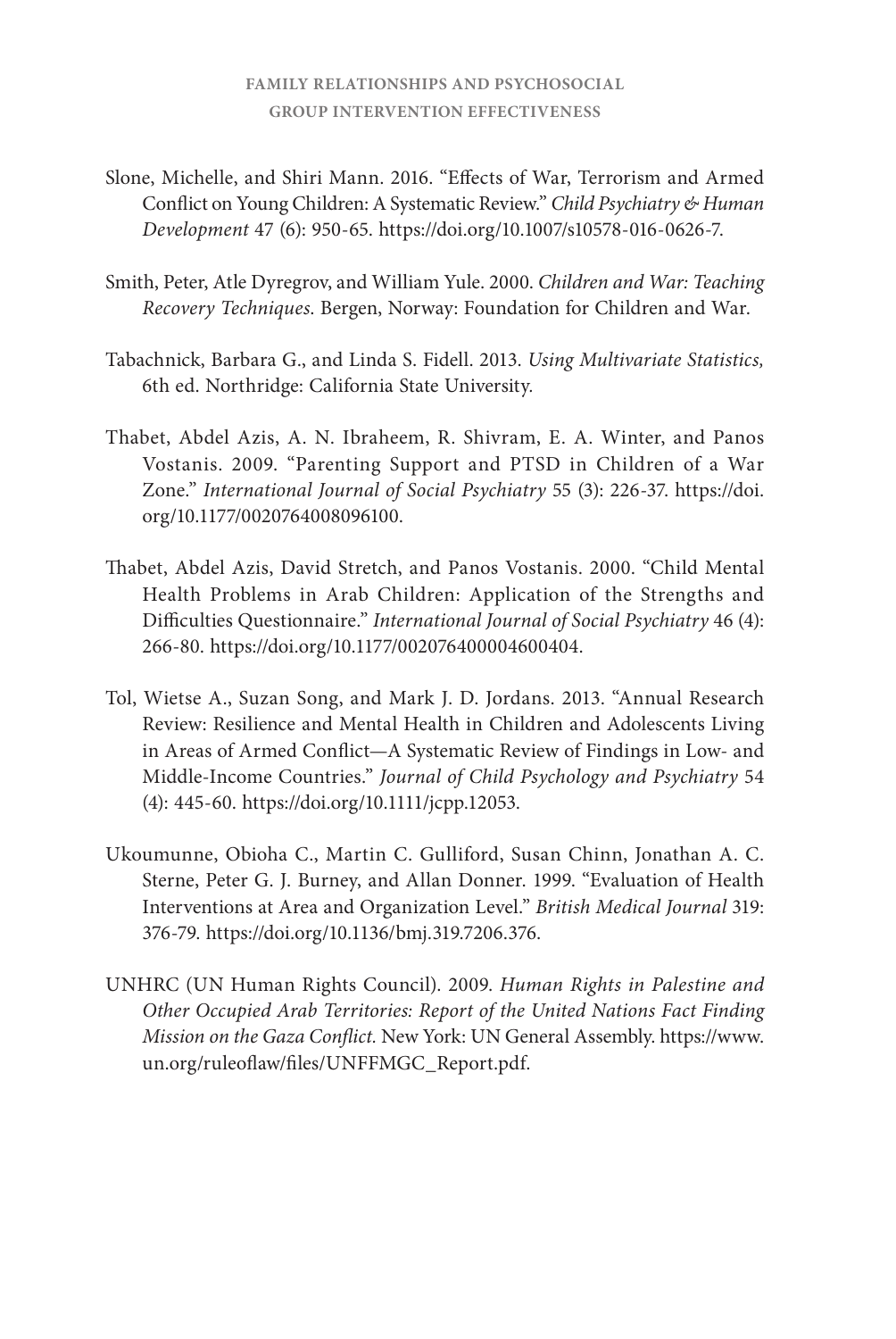Slone, Michelle, and Shiri Mann. 2016. "Effects of War, Terrorism and Armed Conflict on Young Children: A Systematic Review." *Child Psychiatry & Human Development* 47 (6): 950-65. https://doi.org/10.1007/s10578-016-0626-7.

Smith, Peter, Atle Dyregrov, and William Yule. 2000. *Children and War: Teaching Recovery Techniques*. Bergen, Norway: Foundation for Children and War.

Tabachnick, Barbara G., and Linda S. Fidell. 2013. *Using Multivariate Statistics,* 6th ed. Northridge: California State University.

Thabet, Abdel Azis, A. N. Ibraheem, R. Shivram, E. A. Winter, and Panos Vostanis. 2009. "Parenting Support and PTSD in Children of a War Zone." *International Journal of Social Psychiatry* 55 (3): 226-37. https://doi.org/10.1177/0020764008096100.

Thabet, Abdel Azis, David Stretch, and Panos Vostanis. 2000. "Child Mental Health Problems in Arab Children: Application of the Strengths and Difficulties Questionnaire." *International Journal of Social Psychiatry* 46 (4): 266-80. https://doi.org/10.1177/002076400004600404.

Tol, Wietse A., Suzan Song, and Mark J. D. Jordans. 2013. "Annual Research Review: Resilience and Mental Health in Children and Adolescents Living in Areas of Armed Conflict—A Systematic Review of Findings in Low- and Middle-Income Countries." *Journal of Child Psychology and Psychiatry* 54 (4): 445-60. https://doi.org/10.1111/jcpp.12053.

Ukoumunne, Obioha C., Martin C. Gulliford, Susan Chinn, Jonathan A. C. Sterne, Peter G. J. Burney, and Allan Donner. 1999. "Evaluation of Health Interventions at Area and Organization Level." *British Medical Journal* 319: 376-79. https://doi.org/10.1136/bmj.319.7206.376.

UNHRC (UN Human Rights Council). 2009. *Human Rights in Palestine and Other Occupied Arab Territories: Report of the United Nations Fact Finding Mission on the Gaza Conflict.* New York: UN General Assembly. https://www.un.org/ruleoflaw/files/UNFFMGC_Report.pdf.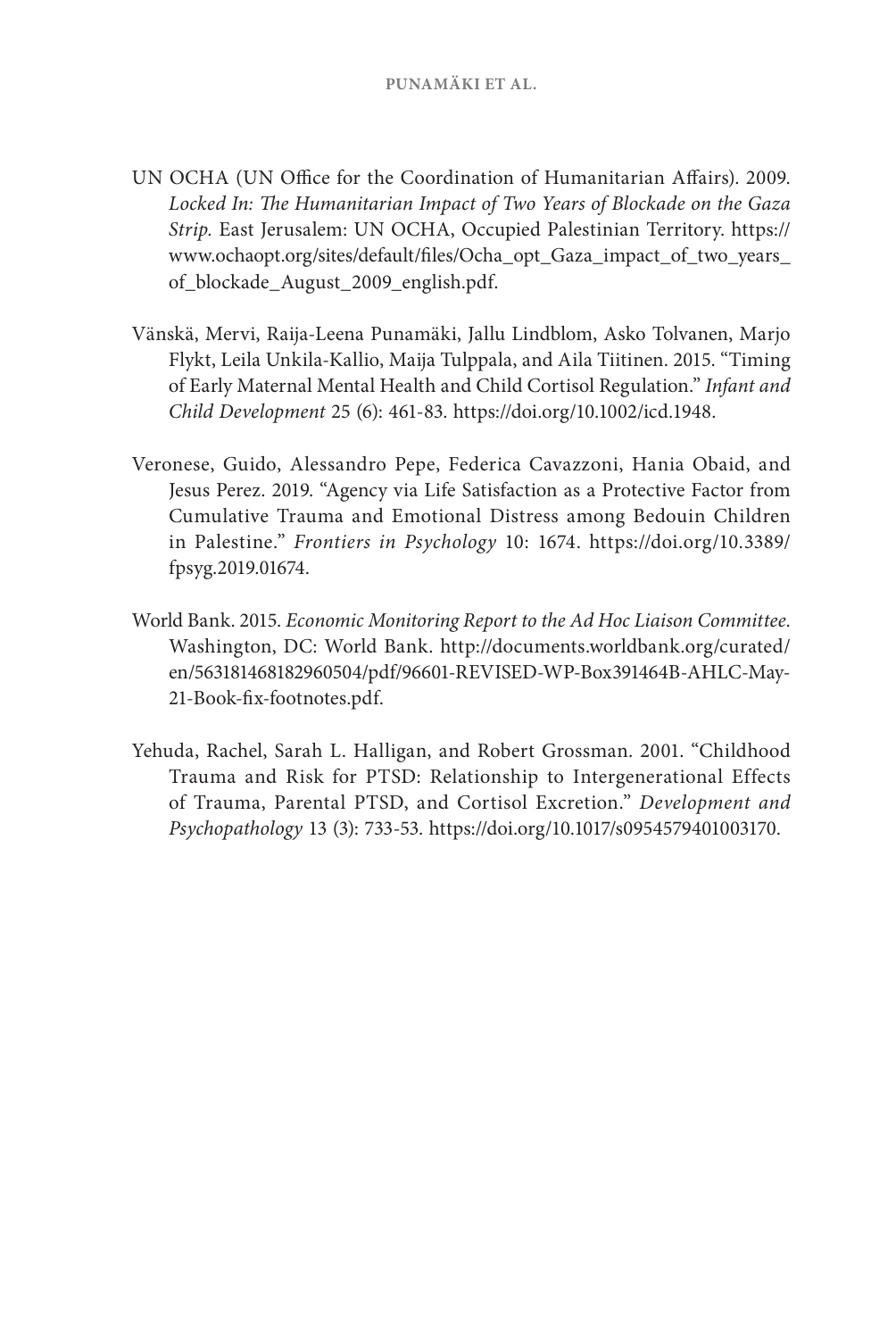UN OCHA (UN Office for the Coordination of Humanitarian Affairs). 2009. *Locked In: The Humanitarian Impact of Two Years of Blockade on the Gaza Strip*. East Jerusalem: UN OCHA, Occupied Palestinian Territory. https://www.ochaopt.org/sites/default/files/Ocha_opt_Gaza_impact_of_two_years_of_blockade_August_2009_english.pdf.

Vänskä, Mervi, Raija-Leena Punamäki, Jallu Lindblom, Asko Tolvanen, Marjo Flykt, Leila Unkila-Kallio, Maija Tulppala, and Aila Tiitinen. 2015. "Timing of Early Maternal Mental Health and Child Cortisol Regulation." *Infant and Child Development* 25 (6): 461-83. https://doi.org/10.1002/icd.1948.

Veronese, Guido, Alessandro Pepe, Federica Cavazzoni, Hania Obaid, and Jesus Perez. 2019. "Agency via Life Satisfaction as a Protective Factor from Cumulative Trauma and Emotional Distress among Bedouin Children in Palestine." *Frontiers in Psychology* 10: 1674. https://doi.org/10.3389/fpsyg.2019.01674.

World Bank. 2015. *Economic Monitoring Report to the Ad Hoc Liaison Committee*. Washington, DC: World Bank. http://documents.worldbank.org/curated/en/563181468182960504/pdf/96601-REVISED-WP-Box391464B-AHLC-May-21-Book-fix-footnotes.pdf.

Yehuda, Rachel, Sarah L. Halligan, and Robert Grossman. 2001. "Childhood Trauma and Risk for PTSD: Relationship to Intergenerational Effects of Trauma, Parental PTSD, and Cortisol Excretion." *Development and Psychopathology* 13 (3): 733-53. https://doi.org/10.1017/s0954579401003170.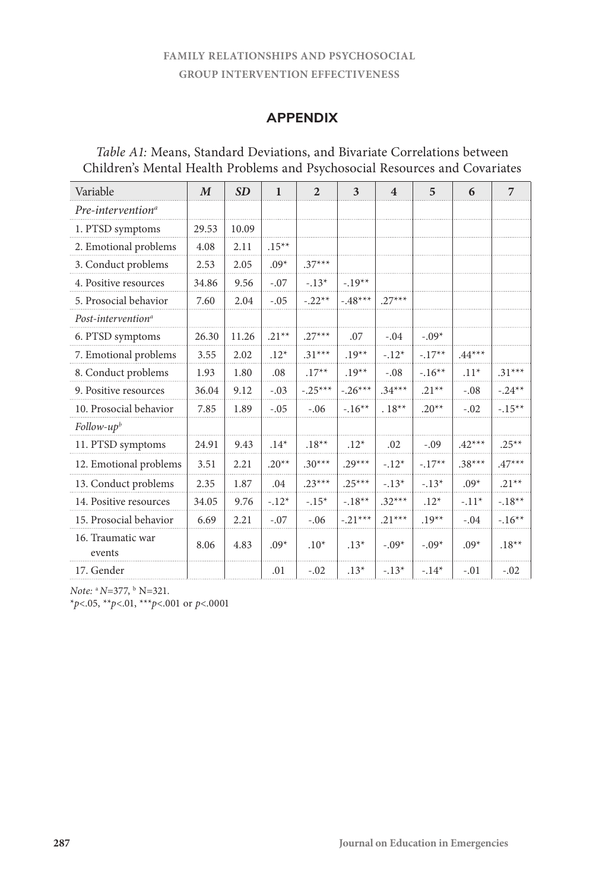## APPENDIX

*Table A1:* Means, Standard Deviations, and Bivariate Correlations between Children's Mental Health Problems and Psychosocial Resources and Covariates

| Variable | *M* | *SD* | 1 | 2 | 3 | 4 | 5 | 6 | 7 |
|---|---|---|---|---|---|---|---|---|---|
| *Pre-intervention*[a] | | | | | | | | | |
| 1. PTSD symptoms | 29.53 | 10.09 | | | | | | | |
| 2. Emotional problems | 4.08 | 2.11 | .15** | | | | | | |
| 3. Conduct problems | 2.53 | 2.05 | .09* | .37*** | | | | | |
| 4. Positive resources | 34.86 | 9.56 | -.07 | -.13* | -.19** | | | | |
| 5. Prosocial behavior | 7.60 | 2.04 | -.05 | -.22** | -.48*** | .27*** | | | |
| *Post-intervention*[a] | | | | | | | | | |
| 6. PTSD symptoms | 26.30 | 11.26 | .21** | .27*** | .07 | -.04 | -.09* | | |
| 7. Emotional problems | 3.55 | 2.02 | .12* | .31*** | .19** | -.12* | -.17** | .44*** | |
| 8. Conduct problems | 1.93 | 1.80 | .08 | .17** | .19** | -.08 | -.16** | .11* | .31*** |
| 9. Positive resources | 36.04 | 9.12 | -.03 | -.25*** | -.26*** | .34*** | .21** | -.08 | -.24** |
| 10. Prosocial behavior | 7.85 | 1.89 | -.05 | -.06 | -.16** | . 18** | .20** | -.02 | -.15** |
| *Follow-up*[b] | | | | | | | | | |
| 11. PTSD symptoms | 24.91 | 9.43 | .14* | .18** | .12* | .02 | -.09 | .42*** | .25** |
| 12. Emotional problems | 3.51 | 2.21 | .20** | .30*** | .29*** | -.12* | -.17** | .38*** | .47*** |
| 13. Conduct problems | 2.35 | 1.87 | .04 | .23*** | .25*** | -.13* | -.13* | .09* | .21** |
| 14. Positive resources | 34.05 | 9.76 | -.12* | -.15* | -.18** | .32*** | .12* | -.11* | -.18** |
| 15. Prosocial behavior | 6.69 | 2.21 | -.07 | -.06 | -.21*** | .21*** | .19** | -.04 | -.16** |
| 16. Traumatic war events | 8.06 | 4.83 | .09* | .10* | .13* | -.09* | -.09* | .09* | .18** |
| 17. Gender | | | .01 | -.02 | .13* | -.13* | -.14* | -.01 | -.02 |

*Note:* [a] *N*=377, [b] N=321.
**p*<.05, ***p*<.01, ****p*<.001 or *p*<.0001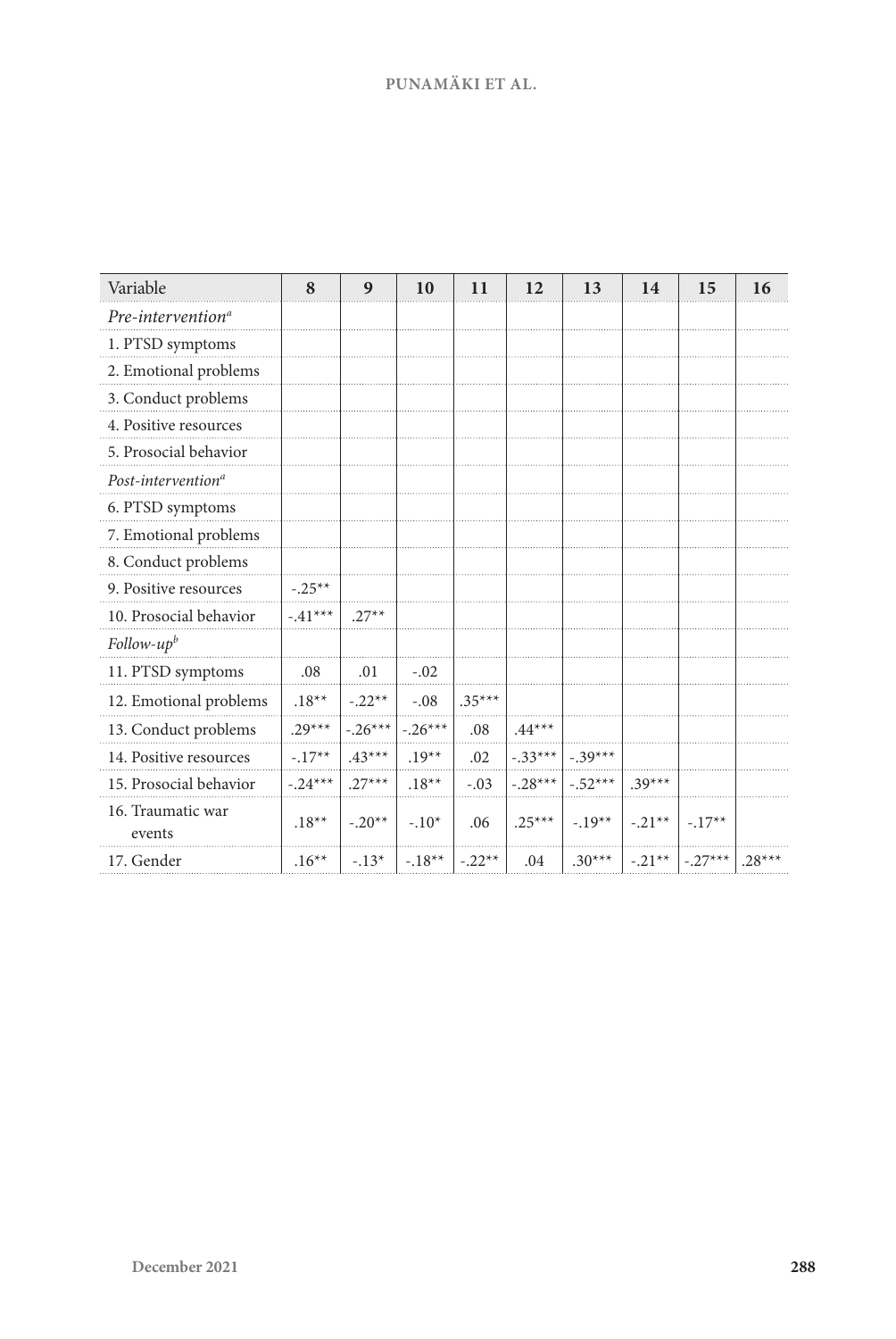| Variable | 8 | 9 | 10 | 11 | 12 | 13 | 14 | 15 | 16 |
|---|---|---|---|---|---|---|---|---|---|
| *Pre-intervention*[a] | | | | | | | | | |
| 1. PTSD symptoms | | | | | | | | | |
| 2. Emotional problems | | | | | | | | | |
| 3. Conduct problems | | | | | | | | | |
| 4. Positive resources | | | | | | | | | |
| 5. Prosocial behavior | | | | | | | | | |
| *Post-intervention*[a] | | | | | | | | | |
| 6. PTSD symptoms | | | | | | | | | |
| 7. Emotional problems | | | | | | | | | |
| 8. Conduct problems | | | | | | | | | |
| 9. Positive resources | -.25** | | | | | | | | |
| 10. Prosocial behavior | -.41*** | .27** | | | | | | | |
| *Follow-up*[b] | | | | | | | | | |
| 11. PTSD symptoms | .08 | .01 | -.02 | | | | | | |
| 12. Emotional problems | .18** | -.22** | -.08 | .35*** | | | | | |
| 13. Conduct problems | .29*** | -.26*** | -.26*** | .08 | .44*** | | | | |
| 14. Positive resources | -.17** | .43*** | .19** | .02 | -.33*** | -.39*** | | | |
| 15. Prosocial behavior | -.24*** | .27*** | .18** | -.03 | -.28*** | -.52*** | .39*** | | |
| 16. Traumatic war events | .18** | -.20** | -.10* | .06 | .25*** | -.19** | -.21** | -.17** | |
| 17. Gender | .16** | -.13* | -.18** | -.22** | .04 | .30*** | -.21** | -.27*** | .28*** |